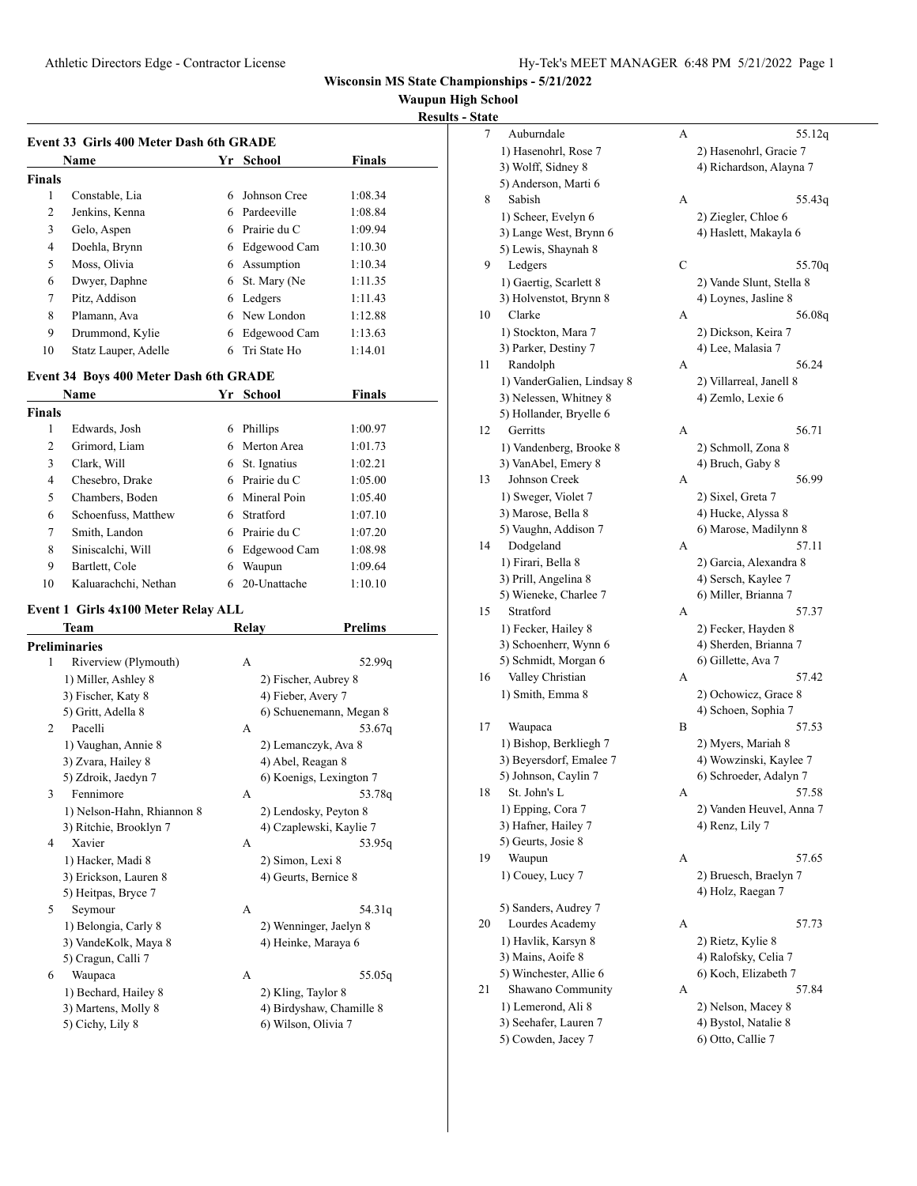Wisconsin MS State Championships - 5/21/2022

Waupun High School

Results - State

### Event 33 Girls 400 Meter Dash 6th GRADE

| | Name | Yr | School | Finals |
|---|---|---|---|---|
| **Finals** | | | | |
| 1 | Constable, Lia | 6 | Johnson Cree | 1:08.34 |
| 2 | Jenkins, Kenna | 6 | Pardeeville | 1:08.84 |
| 3 | Gelo, Aspen | 6 | Prairie du C | 1:09.94 |
| 4 | Doehla, Brynn | 6 | Edgewood Cam | 1:10.30 |
| 5 | Moss, Olivia | 6 | Assumption | 1:10.34 |
| 6 | Dwyer, Daphne | 6 | St. Mary (Ne | 1:11.35 |
| 7 | Pitz, Addison | 6 | Ledgers | 1:11.43 |
| 8 | Plamann, Ava | 6 | New London | 1:12.88 |
| 9 | Drummond, Kylie | 6 | Edgewood Cam | 1:13.63 |
| 10 | Statz Lauper, Adelle | 6 | Tri State Ho | 1:14.01 |

### Event 34 Boys 400 Meter Dash 6th GRADE

| | Name | Yr | School | Finals |
|---|---|---|---|---|
| **Finals** | | | | |
| 1 | Edwards, Josh | 6 | Phillips | 1:00.97 |
| 2 | Grimord, Liam | 6 | Merton Area | 1:01.73 |
| 3 | Clark, Will | 6 | St. Ignatius | 1:02.21 |
| 4 | Chesebro, Drake | 6 | Prairie du C | 1:05.00 |
| 5 | Chambers, Boden | 6 | Mineral Poin | 1:05.40 |
| 6 | Schoenfuss, Matthew | 6 | Stratford | 1:07.10 |
| 7 | Smith, Landon | 6 | Prairie du C | 1:07.20 |
| 8 | Siniscalchi, Will | 6 | Edgewood Cam | 1:08.98 |
| 9 | Bartlett, Cole | 6 | Waupun | 1:09.64 |
| 10 | Kaluarachchi, Nethan | 6 | 20-Unattache | 1:10.10 |

### Event 1 Girls 4x100 Meter Relay ALL

| | Team | Relay | Prelims |
|---|---|---|---|
| **Preliminaries** | | | |
| 1 | Riverview (Plymouth) | A | 52.99q |
| | 1) Miller, Ashley 8; 2) Fischer, Aubrey 8; 3) Fischer, Katy 8; 4) Fieber, Avery 7; 5) Gritt, Adella 8; 6) Schuenemann, Megan 8 | | |
| 2 | Pacelli | A | 53.67q |
| | 1) Vaughan, Annie 8; 2) Lemanczyk, Ava 8; 3) Zvara, Hailey 8; 4) Abel, Reagan 8; 5) Zdroik, Jaedyn 7; 6) Koenigs, Lexington 7 | | |
| 3 | Fennimore | A | 53.78q |
| | 1) Nelson-Hahn, Rhiannon 8; 2) Lendosky, Peyton 8; 3) Ritchie, Brooklyn 7; 4) Czaplewski, Kaylie 7 | | |
| 4 | Xavier | A | 53.95q |
| | 1) Hacker, Madi 8; 2) Simon, Lexi 8; 3) Erickson, Lauren 8; 4) Geurts, Bernice 8; 5) Heitpas, Bryce 7 | | |
| 5 | Seymour | A | 54.31q |
| | 1) Belongia, Carly 8; 2) Wenninger, Jaelyn 8; 3) VandeKolk, Maya 8; 4) Heinke, Maraya 6; 5) Cragun, Calli 7 | | |
| 6 | Waupaca | A | 55.05q |
| | 1) Bechard, Hailey 8; 2) Kling, Taylor 8; 3) Martens, Molly 8; 4) Birdyshaw, Chamille 8; 5) Cichy, Lily 8; 6) Wilson, Olivia 7 | | |
| 7 | Auburndale | A | 55.12q |
| | 1) Hasenohrl, Rose 7; 2) Hasenohrl, Gracie 7; 3) Wolff, Sidney 8; 4) Richardson, Alayna 7; 5) Anderson, Marti 6 | | |
| 8 | Sabish | A | 55.43q |
| | 1) Scheer, Evelyn 6; 2) Ziegler, Chloe 6; 3) Lange West, Brynn 6; 4) Haslett, Makayla 6; 5) Lewis, Shaynah 8 | | |
| 9 | Ledgers | C | 55.70q |
| | 1) Gaertig, Scarlett 8; 2) Vande Slunt, Stella 8; 3) Holvenstot, Brynn 8; 4) Loynes, Jasline 8 | | |
| 10 | Clarke | A | 56.08q |
| | 1) Stockton, Mara 7; 2) Dickson, Keira 7; 3) Parker, Destiny 7; 4) Lee, Malasia 7 | | |
| 11 | Randolph | A | 56.24 |
| | 1) VanderGalien, Lindsay 8; 2) Villarreal, Janell 8; 3) Nelessen, Whitney 8; 4) Zemlo, Lexie 6; 5) Hollander, Bryelle 6 | | |
| 12 | Gerritts | A | 56.71 |
| | 1) Vandenberg, Brooke 8; 2) Schmoll, Zona 8; 3) VanAbel, Emery 8; 4) Bruch, Gaby 8 | | |
| 13 | Johnson Creek | A | 56.99 |
| | 1) Sweger, Violet 7; 2) Sixel, Greta 7; 3) Marose, Bella 8; 4) Hucke, Alyssa 8; 5) Vaughn, Addison 7; 6) Marose, Madilynn 8 | | |
| 14 | Dodgeland | A | 57.11 |
| | 1) Firari, Bella 8; 2) Garcia, Alexandra 8; 3) Prill, Angelina 8; 4) Sersch, Kaylee 7; 5) Wieneke, Charlee 7; 6) Miller, Brianna 7 | | |
| 15 | Stratford | A | 57.37 |
| | 1) Fecker, Hailey 8; 2) Fecker, Hayden 8; 3) Schoenherr, Wynn 6; 4) Sherden, Brianna 7; 5) Schmidt, Morgan 6; 6) Gillette, Ava 7 | | |
| 16 | Valley Christian | A | 57.42 |
| | 1) Smith, Emma 8; 2) Ochowicz, Grace 8; 4) Schoen, Sophia 7 | | |
| 17 | Waupaca | B | 57.53 |
| | 1) Bishop, Berkliegh 7; 2) Myers, Mariah 8; 3) Beyersdorf, Emalee 7; 4) Wowzinski, Kaylee 7; 5) Johnson, Caylin 7; 6) Schroeder, Adalyn 7 | | |
| 18 | St. John's L | A | 57.58 |
| | 1) Epping, Cora 7; 2) Vanden Heuvel, Anna 7; 3) Hafner, Hailey 7; 4) Renz, Lily 7; 5) Geurts, Josie 8 | | |
| 19 | Waupun | A | 57.65 |
| | 1) Couey, Lucy 7; 2) Bruesch, Braelyn 7; 4) Holz, Raegan 7; 5) Sanders, Audrey 7 | | |
| 20 | Lourdes Academy | A | 57.73 |
| | 1) Havlik, Karsyn 8; 2) Rietz, Kylie 8; 3) Mains, Aoife 8; 4) Ralofsky, Celia 7; 5) Winchester, Allie 6; 6) Koch, Elizabeth 7 | | |
| 21 | Shawano Community | A | 57.84 |
| | 1) Lemerond, Ali 8; 2) Nelson, Macey 8; 3) Seehafer, Lauren 7; 4) Bystol, Natalie 8; 5) Cowden, Jacey 7; 6) Otto, Callie 7 | | |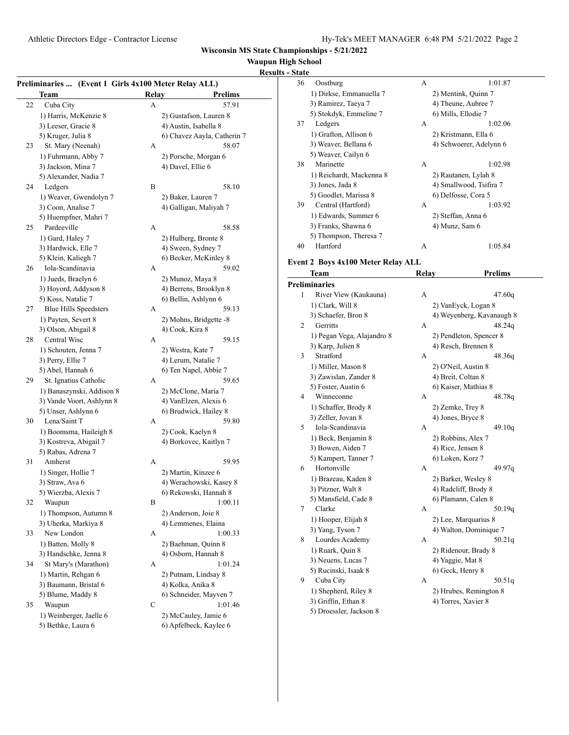# Wisconsin MS State Championships - 5/21/2022

## Waupun High School

### Results - State

**Preliminaries ... (Event 1 Girls 4x100 Meter Relay ALL)**

| | Team | Relay | Prelims |
|---|---|---|---|
| 22 | Cuba City | A | 57.91 |
| | 1) Harris, McKenzie 8 | 2) Gustafson, Lauren 8 | |
| | 3) Leeser, Gracie 8 | 4) Austin, Isabella 8 | |
| | 5) Kruger, Julia 8 | 6) Chavez Aayla, Catherin 7 | |
| 23 | St. Mary (Neenah) | A | 58.07 |
| | 1) Fuhrmann, Abby 7 | 2) Porsche, Morgan 6 | |
| | 3) Jackson, Mina 7 | 4) Davel, Ellie 6 | |
| | 5) Alexander, Nadia 7 | | |
| 24 | Ledgers | B | 58.10 |
| | 1) Weaver, Gwendolyn 7 | 2) Baker, Lauren 7 | |
| | 3) Coon, Analise 7 | 4) Galligan, Maliyah 7 | |
| | 5) Huempfner, Mahri 7 | | |
| 25 | Pardeeville | A | 58.58 |
| | 1) Gard, Haley 7 | 2) Hulberg, Bronte 8 | |
| | 3) Hardwick, Elle 7 | 4) Sween, Sydney 7 | |
| | 5) Klein, Kaliegh 7 | 6) Becker, McKinley 8 | |
| 26 | Iola-Scandinavia | A | 59.02 |
| | 1) Jueds, Braelyn 6 | 2) Munoz, Maya 8 | |
| | 3) Hoyord, Addyson 8 | 4) Berrens, Brooklyn 8 | |
| | 5) Koss, Natalie 7 | 6) Bellin, Ashlynn 6 | |
| 27 | Blue Hills Speedsters | A | 59.13 |
| | 1) Payten, Severt 8 | 2) Mohns, Bridgette -8 | |
| | 3) Olson, Abigail 8 | 4) Cook, Kira 8 | |
| 28 | Central Wisc | A | 59.15 |
| | 1) Schouten, Jenna 7 | 2) Westra, Kate 7 | |
| | 3) Perry, Ellie 7 | 4) Lerum, Natalie 7 | |
| | 5) Abel, Hannah 6 | 6) Ten Napel, Abbie 7 | |
| 29 | St. Ignatius Catholic | A | 59.65 |
| | 1) Banaszynski, Addison 8 | 2) McClone, Maria 7 | |
| | 3) Vande Voort, Ashlynn 8 | 4) VanElzen, Alexis 6 | |
| | 5) Unser, Ashlynn 6 | 6) Brudwick, Hailey 8 | |
| 30 | Lena/Saint T | A | 59.80 |
| | 1) Boomsma, Haileigh 8 | 2) Cook, Kaelyn 8 | |
| | 3) Kostreva, Abigail 7 | 4) Borkovec, Kaitlyn 7 | |
| | 5) Rabas, Adrena 7 | | |
| 31 | Amherst | A | 59.95 |
| | 1) Singer, Hollie 7 | 2) Martin, Kinzee 6 | |
| | 3) Straw, Ava 6 | 4) Werachowski, Kasey 8 | |
| | 5) Wierzba, Alexis 7 | 6) Rekowski, Hannah 8 | |
| 32 | Waupun | B | 1:00.11 |
| | 1) Thompson, Autumn 8 | 2) Anderson, Joie 8 | |
| | 3) Uherka, Markiya 8 | 4) Lemmenes, Elaina | |
| 33 | New London | A | 1:00.33 |
| | 1) Batten, Molly 8 | 2) Baehman, Quinn 8 | |
| | 3) Handschke, Jenna 8 | 4) Osborn, Hannah 8 | |
| 34 | St Mary's (Marathon) | A | 1:01.24 |
| | 1) Martin, Rehgan 6 | 2) Putnam, Lindsay 8 | |
| | 3) Baumann, Bristal 6 | 4) Kolka, Anika 8 | |
| | 5) Blume, Maddy 8 | 6) Schneider, Mayven 7 | |
| 35 | Waupun | C | 1:01.46 |
| | 1) Weinberger, Jaelle 6 | 2) McCauley, Jamie 6 | |
| | 5) Bethke, Laura 6 | 6) Apfelbeck, Kaylee 6 | |
| 36 | Oostburg | A | 1:01.87 |
| | 1) Dirkse, Emmanuella 7 | 2) Mentink, Quinn 7 | |
| | 3) Ramirez, Taeya 7 | 4) Theune, Aubree 7 | |
| | 5) Stokdyk, Emmeline 7 | 6) Mills, Ellodie 7 | |
| 37 | Ledgers | A | 1:02.06 |
| | 1) Grafton, Allison 6 | 2) Kristmann, Ella 6 | |
| | 3) Weaver, Bellana 6 | 4) Schwoerer, Adelynn 6 | |
| | 5) Weaver, Cailyn 6 | | |
| 38 | Marinette | A | 1:02.98 |
| | 1) Reichardt, Mackenna 8 | 2) Rautanen, Lylah 8 | |
| | 3) Jones, Jada 8 | 4) Smallwood, Tsifira 7 | |
| | 5) Goodlet, Marissa 8 | 6) Delfosse, Cora 5 | |
| 39 | Central (Hartford) | A | 1:03.92 |
| | 1) Edwards, Summer 6 | 2) Steffan, Anna 6 | |
| | 3) Franks, Shawna 6 | 4) Munz, Sam 6 | |
| | 5) Thompson, Theresa 7 | | |
| 40 | Hartford | A | 1:05.84 |

**Event 2 Boys 4x100 Meter Relay ALL**

| | Team | Relay | Prelims |
|---|---|---|---|
| **Preliminaries** | | | |
| 1 | River View (Kaukauna) | A | 47.60q |
| | 1) Clark, Will 8 | 2) VanEyck, Logan 8 | |
| | 3) Schaefer, Bron 8 | 4) Weyenberg, Kavanaugh 8 | |
| 2 | Gerritts | A | 48.24q |
| | 1) Pegan Vega, Alajandro 8 | 2) Pendleton, Spencer 8 | |
| | 3) Karp, Julien 8 | 4) Resch, Brennen 8 | |
| 3 | Stratford | A | 48.36q |
| | 1) Miller, Mason 8 | 2) O'Neil, Austin 8 | |
| | 3) Zawislan, Zander 8 | 4) Breit, Coltan 8 | |
| | 5) Foster, Austin 6 | 6) Kaiser, Mathias 8 | |
| 4 | Winneconne | A | 48.78q |
| | 1) Schaffer, Brody 8 | 2) Zemke, Trey 8 | |
| | 3) Zeller, Jovan 8 | 4) Jones, Bryce 8 | |
| 5 | Iola-Scandinavia | A | 49.10q |
| | 1) Beck, Benjamin 8 | 2) Robbins, Alex 7 | |
| | 3) Bowen, Aiden 7 | 4) Rice, Jensen 8 | |
| | 5) Kampert, Tanner 7 | 6) Loken, Korz 7 | |
| 6 | Hortonville | A | 49.97q |
| | 1) Brazeau, Kaden 8 | 2) Barker, Wesley 8 | |
| | 3) Pitzner, Walt 8 | 4) Radcliff, Brody 8 | |
| | 5) Mansfield, Cade 8 | 6) Plamann, Calen 8 | |
| 7 | Clarke | A | 50.19q |
| | 1) Hooper, Elijah 8 | 2) Lee, Marquarius 8 | |
| | 3) Yang, Tyson 7 | 4) Walton, Dominique 7 | |
| 8 | Lourdes Academy | A | 50.21q |
| | 1) Ruark, Quin 8 | 2) Ridenour, Brady 8 | |
| | 3) Neuens, Lucas 7 | 4) Yaggie, Mat 8 | |
| | 5) Rucinski, Isaak 8 | 6) Geck, Henry 8 | |
| 9 | Cuba City | A | 50.51q |
| | 1) Shepherd, Riley 8 | 2) Hrubes, Remington 8 | |
| | 3) Griffin, Ethan 8 | 4) Torres, Xavier 8 | |
| | 5) Droessler, Jackson 8 | | |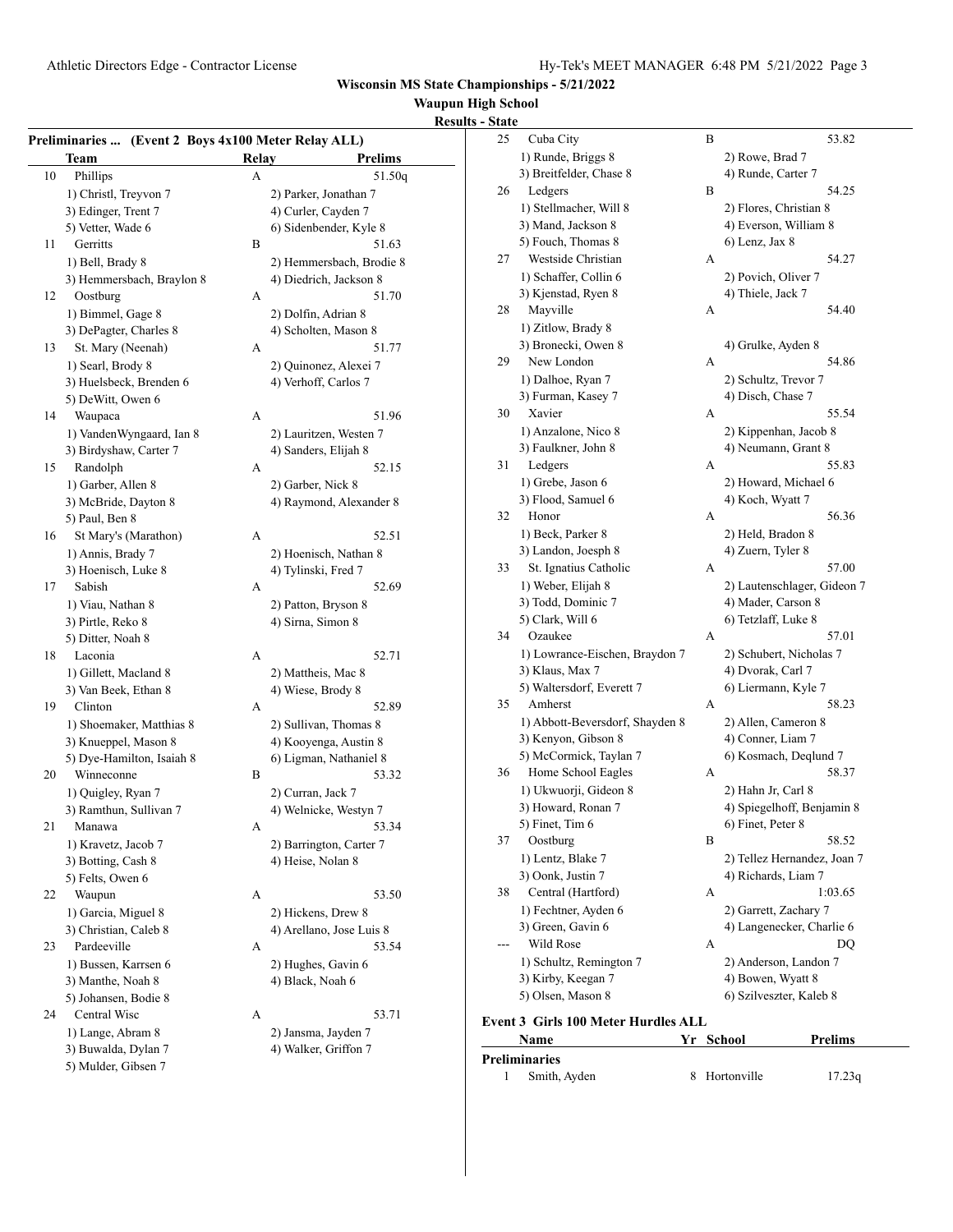**Wisconsin MS State Championships - 5/21/2022**

**Waupun High School**

**Results - State**

### Preliminaries ... (Event 2 Boys 4x100 Meter Relay ALL)

| | Team | Relay | Prelims |
|---|---|---|---|
| 10 | Phillips | A | 51.50q |
| | 1) Christl, Treyvon 7 | 2) Parker, Jonathan 7 | |
| | 3) Edinger, Trent 7 | 4) Curler, Cayden 7 | |
| | 5) Vetter, Wade 6 | 6) Sidenbender, Kyle 8 | |
| 11 | Gerritts | B | 51.63 |
| | 1) Bell, Brady 8 | 2) Hemmersbach, Brodie 8 | |
| | 3) Hemmersbach, Braylon 8 | 4) Diedrich, Jackson 8 | |
| 12 | Oostburg | A | 51.70 |
| | 1) Bimmel, Gage 8 | 2) Dolfin, Adrian 8 | |
| | 3) DePagter, Charles 8 | 4) Scholten, Mason 8 | |
| 13 | St. Mary (Neenah) | A | 51.77 |
| | 1) Searl, Brody 8 | 2) Quinonez, Alexei 7 | |
| | 3) Huelsbeck, Brenden 6 | 4) Verhoff, Carlos 7 | |
| | 5) DeWitt, Owen 6 | | |
| 14 | Waupaca | A | 51.96 |
| | 1) VandenWyngaard, Ian 8 | 2) Lauritzen, Westen 7 | |
| | 3) Birdyshaw, Carter 7 | 4) Sanders, Elijah 8 | |
| 15 | Randolph | A | 52.15 |
| | 1) Garber, Allen 8 | 2) Garber, Nick 8 | |
| | 3) McBride, Dayton 8 | 4) Raymond, Alexander 8 | |
| | 5) Paul, Ben 8 | | |
| 16 | St Mary's (Marathon) | A | 52.51 |
| | 1) Annis, Brady 7 | 2) Hoenisch, Nathan 8 | |
| | 3) Hoenisch, Luke 8 | 4) Tylinski, Fred 7 | |
| 17 | Sabish | A | 52.69 |
| | 1) Viau, Nathan 8 | 2) Patton, Bryson 8 | |
| | 3) Pirtle, Reko 8 | 4) Sirna, Simon 8 | |
| | 5) Ditter, Noah 8 | | |
| 18 | Laconia | A | 52.71 |
| | 1) Gillett, Macland 8 | 2) Mattheis, Mac 8 | |
| | 3) Van Beek, Ethan 8 | 4) Wiese, Brody 8 | |
| 19 | Clinton | A | 52.89 |
| | 1) Shoemaker, Matthias 8 | 2) Sullivan, Thomas 8 | |
| | 3) Knueppel, Mason 8 | 4) Kooyenga, Austin 8 | |
| | 5) Dye-Hamilton, Isaiah 8 | 6) Ligman, Nathaniel 8 | |
| 20 | Winneconne | B | 53.32 |
| | 1) Quigley, Ryan 7 | 2) Curran, Jack 7 | |
| | 3) Ramthun, Sullivan 7 | 4) Welnicke, Westyn 7 | |
| 21 | Manawa | A | 53.34 |
| | 1) Kravetz, Jacob 7 | 2) Barrington, Carter 7 | |
| | 3) Botting, Cash 8 | 4) Heise, Nolan 8 | |
| | 5) Felts, Owen 6 | | |
| 22 | Waupun | A | 53.50 |
| | 1) Garcia, Miguel 8 | 2) Hickens, Drew 8 | |
| | 3) Christian, Caleb 8 | 4) Arellano, Jose Luis 8 | |
| 23 | Pardeeville | A | 53.54 |
| | 1) Bussen, Karrsen 6 | 2) Hughes, Gavin 6 | |
| | 3) Manthe, Noah 8 | 4) Black, Noah 6 | |
| | 5) Johansen, Bodie 8 | | |
| 24 | Central Wisc | A | 53.71 |
| | 1) Lange, Abram 8 | 2) Jansma, Jayden 7 | |
| | 3) Buwalda, Dylan 7 | 4) Walker, Griffon 7 | |
| | 5) Mulder, Gibsen 7 | | |
| 25 | Cuba City | B | 53.82 |
| | 1) Runde, Briggs 8 | 2) Rowe, Brad 7 | |
| | 3) Breitfelder, Chase 8 | 4) Runde, Carter 7 | |
| 26 | Ledgers | B | 54.25 |
| | 1) Stellmacher, Will 8 | 2) Flores, Christian 8 | |
| | 3) Mand, Jackson 8 | 4) Everson, William 8 | |
| | 5) Fouch, Thomas 8 | 6) Lenz, Jax 8 | |
| 27 | Westside Christian | A | 54.27 |
| | 1) Schaffer, Collin 6 | 2) Povich, Oliver 7 | |
| | 3) Kjenstad, Ryen 8 | 4) Thiele, Jack 7 | |
| 28 | Mayville | A | 54.40 |
| | 1) Zitlow, Brady 8 | | |
| | 3) Bronecki, Owen 8 | 4) Grulke, Ayden 8 | |
| 29 | New London | A | 54.86 |
| | 1) Dalhoe, Ryan 7 | 2) Schultz, Trevor 7 | |
| | 3) Furman, Kasey 7 | 4) Disch, Chase 7 | |
| 30 | Xavier | A | 55.54 |
| | 1) Anzalone, Nico 8 | 2) Kippenhan, Jacob 8 | |
| | 3) Faulkner, John 8 | 4) Neumann, Grant 8 | |
| 31 | Ledgers | A | 55.83 |
| | 1) Grebe, Jason 6 | 2) Howard, Michael 6 | |
| | 3) Flood, Samuel 6 | 4) Koch, Wyatt 7 | |
| 32 | Honor | A | 56.36 |
| | 1) Beck, Parker 8 | 2) Held, Bradon 8 | |
| | 3) Landon, Joesph 8 | 4) Zuern, Tyler 8 | |
| 33 | St. Ignatius Catholic | A | 57.00 |
| | 1) Weber, Elijah 8 | 2) Lautenschlager, Gideon 7 | |
| | 3) Todd, Dominic 7 | 4) Mader, Carson 8 | |
| | 5) Clark, Will 6 | 6) Tetzlaff, Luke 8 | |
| 34 | Ozaukee | A | 57.01 |
| | 1) Lowrance-Eischen, Braydon 7 | 2) Schubert, Nicholas 7 | |
| | 3) Klaus, Max 7 | 4) Dvorak, Carl 7 | |
| | 5) Waltersdorf, Everett 7 | 6) Liermann, Kyle 7 | |
| 35 | Amherst | A | 58.23 |
| | 1) Abbott-Beversdorf, Shayden 8 | 2) Allen, Cameron 8 | |
| | 3) Kenyon, Gibson 8 | 4) Conner, Liam 7 | |
| | 5) McCormick, Taylan 7 | 6) Kosmach, Deqlund 7 | |
| 36 | Home School Eagles | A | 58.37 |
| | 1) Ukwuorji, Gideon 8 | 2) Hahn Jr, Carl 8 | |
| | 3) Howard, Ronan 7 | 4) Spiegelhoff, Benjamin 8 | |
| | 5) Finet, Tim 6 | 6) Finet, Peter 8 | |
| 37 | Oostburg | B | 58.52 |
| | 1) Lentz, Blake 7 | 2) Tellez Hernandez, Joan 7 | |
| | 3) Oonk, Justin 7 | 4) Richards, Liam 7 | |
| 38 | Central (Hartford) | A | 1:03.65 |
| | 1) Fechtner, Ayden 6 | 2) Garrett, Zachary 7 | |
| | 3) Green, Gavin 6 | 4) Langenecker, Charlie 6 | |
| --- | Wild Rose | A | DQ |
| | 1) Schultz, Remington 7 | 2) Anderson, Landon 7 | |
| | 3) Kirby, Keegan 7 | 4) Bowen, Wyatt 8 | |
| | 5) Olsen, Mason 8 | 6) Szilveszter, Kaleb 8 | |

### Event 3 Girls 100 Meter Hurdles ALL

| | Name | Yr | School | Prelims |
|---|---|---|---|---|
| **Preliminaries** | | | | |
| 1 | Smith, Ayden | 8 | Hortonville | 17.23q |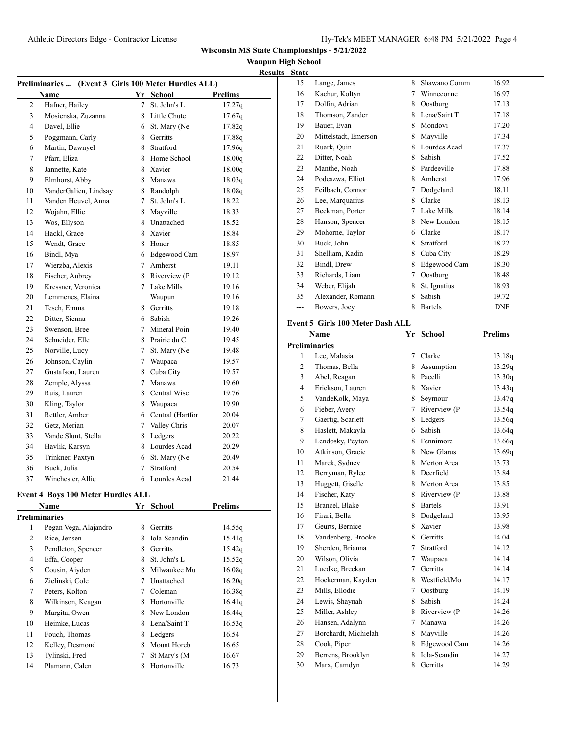**Wisconsin MS State Championships - 5/21/2022**

**Waupun High School**

**Results - State**

### Preliminaries ... (Event 3 Girls 100 Meter Hurdles ALL)

| | Name | Yr | School | Prelims |
|---|---|---|---|---|
| 2 | Hafner, Hailey | 7 | St. John's L | 17.27q |
| 3 | Mosienska, Zuzanna | 8 | Little Chute | 17.67q |
| 4 | Davel, Ellie | 6 | St. Mary (Ne | 17.82q |
| 5 | Poggmann, Carly | 8 | Gerritts | 17.88q |
| 6 | Martin, Dawnyel | 8 | Stratford | 17.96q |
| 7 | Pfarr, Eliza | 8 | Home School | 18.00q |
| 8 | Jannette, Kate | 8 | Xavier | 18.00q |
| 9 | Elmhorst, Abby | 8 | Manawa | 18.03q |
| 10 | VanderGalien, Lindsay | 8 | Randolph | 18.08q |
| 11 | Vanden Heuvel, Anna | 7 | St. John's L | 18.22 |
| 12 | Wojahn, Ellie | 8 | Mayville | 18.33 |
| 13 | Wos, Ellyson | 8 | Unattached | 18.52 |
| 14 | Hackl, Grace | 8 | Xavier | 18.84 |
| 15 | Wendt, Grace | 8 | Honor | 18.85 |
| 16 | Bindl, Mya | 6 | Edgewood Cam | 18.97 |
| 17 | Wierzba, Alexis | 7 | Amherst | 19.11 |
| 18 | Fischer, Aubrey | 8 | Riverview (P | 19.12 |
| 19 | Kressner, Veronica | 7 | Lake Mills | 19.16 |
| 20 | Lemmenes, Elaina | | Waupun | 19.16 |
| 21 | Tesch, Emma | 8 | Gerritts | 19.18 |
| 22 | Ditter, Sienna | 6 | Sabish | 19.26 |
| 23 | Swenson, Bree | 7 | Mineral Poin | 19.40 |
| 24 | Schneider, Elle | 8 | Prairie du C | 19.45 |
| 25 | Norville, Lucy | 7 | St. Mary (Ne | 19.48 |
| 26 | Johnson, Caylin | 7 | Waupaca | 19.57 |
| 27 | Gustafson, Lauren | 8 | Cuba City | 19.57 |
| 28 | Zemple, Alyssa | 7 | Manawa | 19.60 |
| 29 | Ruis, Lauren | 8 | Central Wisc | 19.76 |
| 30 | Kling, Taylor | 8 | Waupaca | 19.90 |
| 31 | Rettler, Amber | 6 | Central (Hartfor | 20.04 |
| 32 | Getz, Merian | 7 | Valley Chris | 20.07 |
| 33 | Vande Slunt, Stella | 8 | Ledgers | 20.22 |
| 34 | Havlik, Karsyn | 8 | Lourdes Acad | 20.29 |
| 35 | Trinkner, Paxtyn | 6 | St. Mary (Ne | 20.49 |
| 36 | Buck, Julia | 7 | Stratford | 20.54 |
| 37 | Winchester, Allie | 6 | Lourdes Acad | 21.44 |

### Event 4 Boys 100 Meter Hurdles ALL

**Preliminaries**

| | Name | Yr | School | Prelims |
|---|---|---|---|---|
| 1 | Pegan Vega, Alajandro | 8 | Gerritts | 14.55q |
| 2 | Rice, Jensen | 8 | Iola-Scandin | 15.41q |
| 3 | Pendleton, Spencer | 8 | Gerritts | 15.42q |
| 4 | Effa, Cooper | 8 | St. John's L | 15.52q |
| 5 | Cousin, Aiyden | 8 | Milwaukee Mu | 16.08q |
| 6 | Zielinski, Cole | 7 | Unattached | 16.20q |
| 7 | Peters, Kolton | 7 | Coleman | 16.38q |
| 8 | Wilkinson, Keagan | 8 | Hortonville | 16.41q |
| 9 | Margita, Owen | 8 | New London | 16.44q |
| 10 | Heimke, Lucas | 8 | Lena/Saint T | 16.53q |
| 11 | Fouch, Thomas | 8 | Ledgers | 16.54 |
| 12 | Kelley, Desmond | 8 | Mount Horeb | 16.65 |
| 13 | Tylinski, Fred | 7 | St Mary's (M | 16.67 |
| 14 | Plamann, Calen | 8 | Hortonville | 16.73 |
| 15 | Lange, James | 8 | Shawano Comm | 16.92 |
| 16 | Kachur, Koltyn | 7 | Winneconne | 16.97 |
| 17 | Dolfin, Adrian | 8 | Oostburg | 17.13 |
| 18 | Thomson, Zander | 8 | Lena/Saint T | 17.18 |
| 19 | Bauer, Evan | 8 | Mondovi | 17.20 |
| 20 | Mittelstadt, Emerson | 8 | Mayville | 17.34 |
| 21 | Ruark, Quin | 8 | Lourdes Acad | 17.37 |
| 22 | Ditter, Noah | 8 | Sabish | 17.52 |
| 23 | Manthe, Noah | 8 | Pardeeville | 17.88 |
| 24 | Podeszwa, Elliot | 8 | Amherst | 17.96 |
| 25 | Feilbach, Connor | 7 | Dodgeland | 18.11 |
| 26 | Lee, Marquarius | 8 | Clarke | 18.13 |
| 27 | Beckman, Porter | 7 | Lake Mills | 18.14 |
| 28 | Hanson, Spencer | 8 | New London | 18.15 |
| 29 | Mohorne, Taylor | 6 | Clarke | 18.17 |
| 30 | Buck, John | 8 | Stratford | 18.22 |
| 31 | Shelliam, Kadin | 8 | Cuba City | 18.29 |
| 32 | Bindl, Drew | 8 | Edgewood Cam | 18.30 |
| 33 | Richards, Liam | 7 | Oostburg | 18.48 |
| 34 | Weber, Elijah | 8 | St. Ignatius | 18.93 |
| 35 | Alexander, Romann | 8 | Sabish | 19.72 |
| --- | Bowers, Joey | 8 | Bartels | DNF |

### Event 5 Girls 100 Meter Dash ALL

**Preliminaries**

| | Name | Yr | School | Prelims |
|---|---|---|---|---|
| 1 | Lee, Malasia | 7 | Clarke | 13.18q |
| 2 | Thomas, Bella | 8 | Assumption | 13.29q |
| 3 | Abel, Reagan | 8 | Pacelli | 13.30q |
| 4 | Erickson, Lauren | 8 | Xavier | 13.43q |
| 5 | VandeKolk, Maya | 8 | Seymour | 13.47q |
| 6 | Fieber, Avery | 7 | Riverview (P | 13.54q |
| 7 | Gaertig, Scarlett | 8 | Ledgers | 13.56q |
| 8 | Haslett, Makayla | 6 | Sabish | 13.64q |
| 9 | Lendosky, Peyton | 8 | Fennimore | 13.66q |
| 10 | Atkinson, Gracie | 8 | New Glarus | 13.69q |
| 11 | Marek, Sydney | 8 | Merton Area | 13.73 |
| 12 | Berryman, Rylee | 8 | Deerfield | 13.84 |
| 13 | Huggett, Giselle | 8 | Merton Area | 13.85 |
| 14 | Fischer, Katy | 8 | Riverview (P | 13.88 |
| 15 | Brancel, Blake | 8 | Bartels | 13.91 |
| 16 | Firari, Bella | 8 | Dodgeland | 13.95 |
| 17 | Geurts, Bernice | 8 | Xavier | 13.98 |
| 18 | Vandenberg, Brooke | 8 | Gerritts | 14.04 |
| 19 | Sherden, Brianna | 7 | Stratford | 14.12 |
| 20 | Wilson, Olivia | 7 | Waupaca | 14.14 |
| 21 | Luedke, Breckan | 7 | Gerritts | 14.14 |
| 22 | Hockerman, Kayden | 8 | Westfield/Mo | 14.17 |
| 23 | Mills, Ellodie | 7 | Oostburg | 14.19 |
| 24 | Lewis, Shaynah | 8 | Sabish | 14.24 |
| 25 | Miller, Ashley | 8 | Riverview (P | 14.26 |
| 26 | Hansen, Adalynn | 7 | Manawa | 14.26 |
| 27 | Borchardt, Michielah | 8 | Mayville | 14.26 |
| 28 | Cook, Piper | 8 | Edgewood Cam | 14.26 |
| 29 | Berrens, Brooklyn | 8 | Iola-Scandin | 14.27 |
| 30 | Marx, Camdyn | 8 | Gerritts | 14.29 |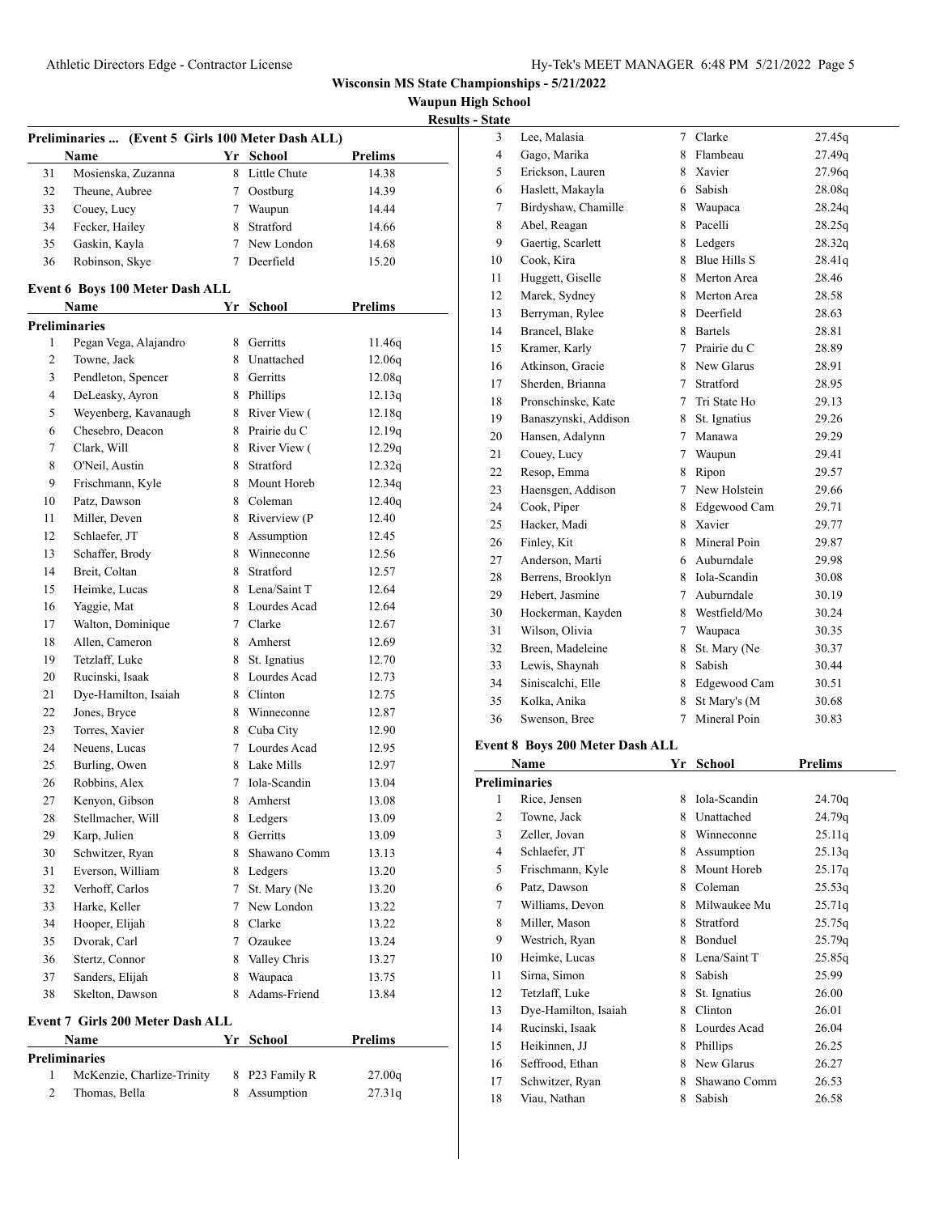**Wisconsin MS State Championships - 5/21/2022**

**Waupun High School**

**Results - State**

### Preliminaries ... (Event 5 Girls 100 Meter Dash ALL)

| | Name | Yr | School | Prelims |
|---|---|---|---|---|
| 31 | Mosienska, Zuzanna | 8 | Little Chute | 14.38 |
| 32 | Theune, Aubree | 7 | Oostburg | 14.39 |
| 33 | Couey, Lucy | 7 | Waupun | 14.44 |
| 34 | Fecker, Hailey | 8 | Stratford | 14.66 |
| 35 | Gaskin, Kayla | 7 | New London | 14.68 |
| 36 | Robinson, Skye | 7 | Deerfield | 15.20 |

### Event 6 Boys 100 Meter Dash ALL

**Preliminaries**

| | Name | Yr | School | Prelims |
|---|---|---|---|---|
| 1 | Pegan Vega, Alajandro | 8 | Gerritts | 11.46q |
| 2 | Towne, Jack | 8 | Unattached | 12.06q |
| 3 | Pendleton, Spencer | 8 | Gerritts | 12.08q |
| 4 | DeLeasky, Ayron | 8 | Phillips | 12.13q |
| 5 | Weyenberg, Kavanaugh | 8 | River View ( | 12.18q |
| 6 | Chesebro, Deacon | 8 | Prairie du C | 12.19q |
| 7 | Clark, Will | 8 | River View ( | 12.29q |
| 8 | O'Neil, Austin | 8 | Stratford | 12.32q |
| 9 | Frischmann, Kyle | 8 | Mount Horeb | 12.34q |
| 10 | Patz, Dawson | 8 | Coleman | 12.40q |
| 11 | Miller, Deven | 8 | Riverview (P | 12.40 |
| 12 | Schlaefer, JT | 8 | Assumption | 12.45 |
| 13 | Schaffer, Brody | 8 | Winneconne | 12.56 |
| 14 | Breit, Coltan | 8 | Stratford | 12.57 |
| 15 | Heimke, Lucas | 8 | Lena/Saint T | 12.64 |
| 16 | Yaggie, Mat | 8 | Lourdes Acad | 12.64 |
| 17 | Walton, Dominique | 7 | Clarke | 12.67 |
| 18 | Allen, Cameron | 8 | Amherst | 12.69 |
| 19 | Tetzlaff, Luke | 8 | St. Ignatius | 12.70 |
| 20 | Rucinski, Isaak | 8 | Lourdes Acad | 12.73 |
| 21 | Dye-Hamilton, Isaiah | 8 | Clinton | 12.75 |
| 22 | Jones, Bryce | 8 | Winneconne | 12.87 |
| 23 | Torres, Xavier | 8 | Cuba City | 12.90 |
| 24 | Neuens, Lucas | 7 | Lourdes Acad | 12.95 |
| 25 | Burling, Owen | 8 | Lake Mills | 12.97 |
| 26 | Robbins, Alex | 7 | Iola-Scandin | 13.04 |
| 27 | Kenyon, Gibson | 8 | Amherst | 13.08 |
| 28 | Stellmacher, Will | 8 | Ledgers | 13.09 |
| 29 | Karp, Julien | 8 | Gerritts | 13.09 |
| 30 | Schwitzer, Ryan | 8 | Shawano Comm | 13.13 |
| 31 | Everson, William | 8 | Ledgers | 13.20 |
| 32 | Verhoff, Carlos | 7 | St. Mary (Ne | 13.20 |
| 33 | Harke, Keller | 7 | New London | 13.22 |
| 34 | Hooper, Elijah | 8 | Clarke | 13.22 |
| 35 | Dvorak, Carl | 7 | Ozaukee | 13.24 |
| 36 | Stertz, Connor | 8 | Valley Chris | 13.27 |
| 37 | Sanders, Elijah | 8 | Waupaca | 13.75 |
| 38 | Skelton, Dawson | 8 | Adams-Friend | 13.84 |

### Event 7 Girls 200 Meter Dash ALL

**Preliminaries**

| | Name | Yr | School | Prelims |
|---|---|---|---|---|
| 1 | McKenzie, Charlize-Trinity | 8 | P23 Family R | 27.00q |
| 2 | Thomas, Bella | 8 | Assumption | 27.31q |
| 3 | Lee, Malasia | 7 | Clarke | 27.45q |
| 4 | Gago, Marika | 8 | Flambeau | 27.49q |
| 5 | Erickson, Lauren | 8 | Xavier | 27.96q |
| 6 | Haslett, Makayla | 6 | Sabish | 28.08q |
| 7 | Birdyshaw, Chamille | 8 | Waupaca | 28.24q |
| 8 | Abel, Reagan | 8 | Pacelli | 28.25q |
| 9 | Gaertig, Scarlett | 8 | Ledgers | 28.32q |
| 10 | Cook, Kira | 8 | Blue Hills S | 28.41q |
| 11 | Huggett, Giselle | 8 | Merton Area | 28.46 |
| 12 | Marek, Sydney | 8 | Merton Area | 28.58 |
| 13 | Berryman, Rylee | 8 | Deerfield | 28.63 |
| 14 | Brancel, Blake | 8 | Bartels | 28.81 |
| 15 | Kramer, Karly | 7 | Prairie du C | 28.89 |
| 16 | Atkinson, Gracie | 8 | New Glarus | 28.91 |
| 17 | Sherden, Brianna | 7 | Stratford | 28.95 |
| 18 | Pronschinske, Kate | 7 | Tri State Ho | 29.13 |
| 19 | Banaszynski, Addison | 8 | St. Ignatius | 29.26 |
| 20 | Hansen, Adalynn | 7 | Manawa | 29.29 |
| 21 | Couey, Lucy | 7 | Waupun | 29.41 |
| 22 | Resop, Emma | 8 | Ripon | 29.57 |
| 23 | Haensgen, Addison | 7 | New Holstein | 29.66 |
| 24 | Cook, Piper | 8 | Edgewood Cam | 29.71 |
| 25 | Hacker, Madi | 8 | Xavier | 29.77 |
| 26 | Finley, Kit | 8 | Mineral Poin | 29.87 |
| 27 | Anderson, Marti | 6 | Auburndale | 29.98 |
| 28 | Berrens, Brooklyn | 8 | Iola-Scandin | 30.08 |
| 29 | Hebert, Jasmine | 7 | Auburndale | 30.19 |
| 30 | Hockerman, Kayden | 8 | Westfield/Mo | 30.24 |
| 31 | Wilson, Olivia | 7 | Waupaca | 30.35 |
| 32 | Breen, Madeleine | 8 | St. Mary (Ne | 30.37 |
| 33 | Lewis, Shaynah | 8 | Sabish | 30.44 |
| 34 | Siniscalchi, Elle | 8 | Edgewood Cam | 30.51 |
| 35 | Kolka, Anika | 8 | St Mary's (M | 30.68 |
| 36 | Swenson, Bree | 7 | Mineral Poin | 30.83 |

### Event 8 Boys 200 Meter Dash ALL

**Preliminaries**

| | Name | Yr | School | Prelims |
|---|---|---|---|---|
| 1 | Rice, Jensen | 8 | Iola-Scandin | 24.70q |
| 2 | Towne, Jack | 8 | Unattached | 24.79q |
| 3 | Zeller, Jovan | 8 | Winneconne | 25.11q |
| 4 | Schlaefer, JT | 8 | Assumption | 25.13q |
| 5 | Frischmann, Kyle | 8 | Mount Horeb | 25.17q |
| 6 | Patz, Dawson | 8 | Coleman | 25.53q |
| 7 | Williams, Devon | 8 | Milwaukee Mu | 25.71q |
| 8 | Miller, Mason | 8 | Stratford | 25.75q |
| 9 | Westrich, Ryan | 8 | Bonduel | 25.79q |
| 10 | Heimke, Lucas | 8 | Lena/Saint T | 25.85q |
| 11 | Sirna, Simon | 8 | Sabish | 25.99 |
| 12 | Tetzlaff, Luke | 8 | St. Ignatius | 26.00 |
| 13 | Dye-Hamilton, Isaiah | 8 | Clinton | 26.01 |
| 14 | Rucinski, Isaak | 8 | Lourdes Acad | 26.04 |
| 15 | Heikinnen, JJ | 8 | Phillips | 26.25 |
| 16 | Seffrood, Ethan | 8 | New Glarus | 26.27 |
| 17 | Schwitzer, Ryan | 8 | Shawano Comm | 26.53 |
| 18 | Viau, Nathan | 8 | Sabish | 26.58 |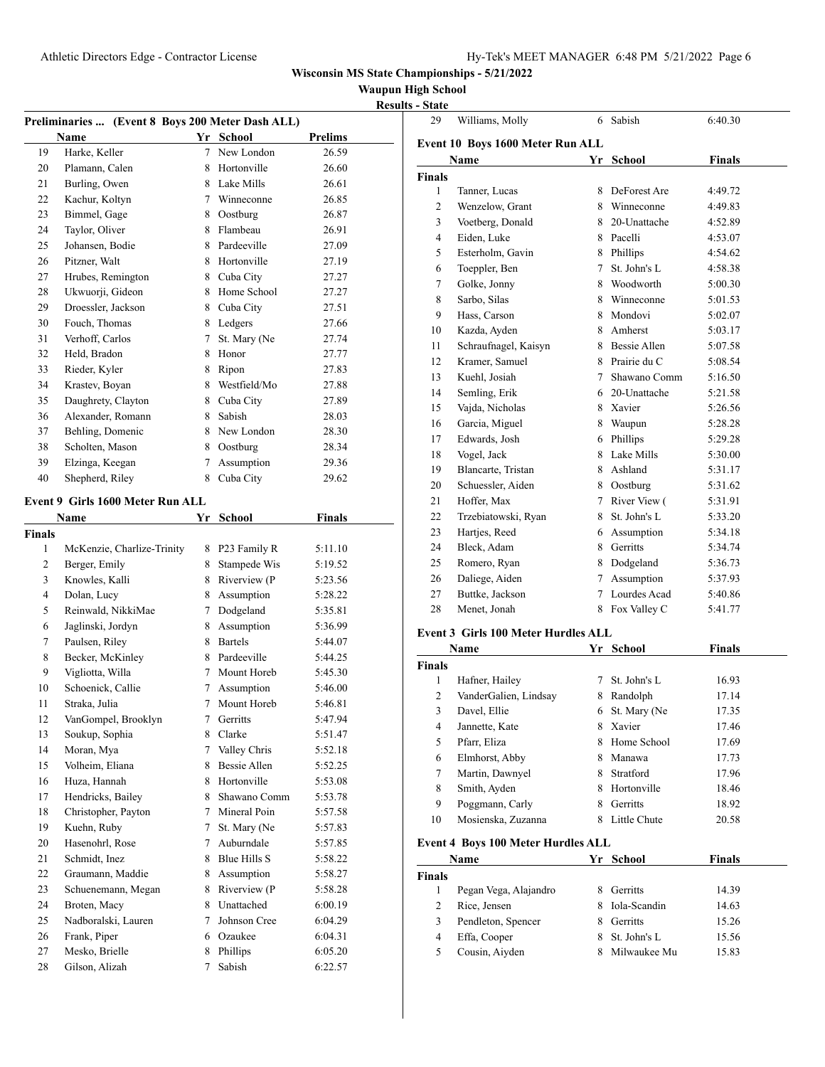**Wisconsin MS State Championships - 5/21/2022**

**Waupun High School**

**Results - State**

### Preliminaries ... (Event 8 Boys 200 Meter Dash ALL)

| | Name | Yr | School | Prelims |
|---|---|---|---|---|
| 19 | Harke, Keller | 7 | New London | 26.59 |
| 20 | Plamann, Calen | 8 | Hortonville | 26.60 |
| 21 | Burling, Owen | 8 | Lake Mills | 26.61 |
| 22 | Kachur, Koltyn | 7 | Winneconne | 26.85 |
| 23 | Bimmel, Gage | 8 | Oostburg | 26.87 |
| 24 | Taylor, Oliver | 8 | Flambeau | 26.91 |
| 25 | Johansen, Bodie | 8 | Pardeeville | 27.09 |
| 26 | Pitzner, Walt | 8 | Hortonville | 27.19 |
| 27 | Hrubes, Remington | 8 | Cuba City | 27.27 |
| 28 | Ukwuorji, Gideon | 8 | Home School | 27.27 |
| 29 | Droessler, Jackson | 8 | Cuba City | 27.51 |
| 30 | Fouch, Thomas | 8 | Ledgers | 27.66 |
| 31 | Verhoff, Carlos | 7 | St. Mary (Ne | 27.74 |
| 32 | Held, Bradon | 8 | Honor | 27.77 |
| 33 | Rieder, Kyler | 8 | Ripon | 27.83 |
| 34 | Krastev, Boyan | 8 | Westfield/Mo | 27.88 |
| 35 | Daughrety, Clayton | 8 | Cuba City | 27.89 |
| 36 | Alexander, Romann | 8 | Sabish | 28.03 |
| 37 | Behling, Domenic | 8 | New London | 28.30 |
| 38 | Scholten, Mason | 8 | Oostburg | 28.34 |
| 39 | Elzinga, Keegan | 7 | Assumption | 29.36 |
| 40 | Shepherd, Riley | 8 | Cuba City | 29.62 |

### Event 9 Girls 1600 Meter Run ALL

| | Name | Yr | School | Finals |
|---|---|---|---|---|
| **Finals** | | | | |
| 1 | McKenzie, Charlize-Trinity | 8 | P23 Family R | 5:11.10 |
| 2 | Berger, Emily | 8 | Stampede Wis | 5:19.52 |
| 3 | Knowles, Kalli | 8 | Riverview (P | 5:23.56 |
| 4 | Dolan, Lucy | 8 | Assumption | 5:28.22 |
| 5 | Reinwald, NikkiMae | 7 | Dodgeland | 5:35.81 |
| 6 | Jaglinski, Jordyn | 8 | Assumption | 5:36.99 |
| 7 | Paulsen, Riley | 8 | Bartels | 5:44.07 |
| 8 | Becker, McKinley | 8 | Pardeeville | 5:44.25 |
| 9 | Vigliotta, Willa | 7 | Mount Horeb | 5:45.30 |
| 10 | Schoenick, Callie | 7 | Assumption | 5:46.00 |
| 11 | Straka, Julia | 7 | Mount Horeb | 5:46.81 |
| 12 | VanGompel, Brooklyn | 7 | Gerritts | 5:47.94 |
| 13 | Soukup, Sophia | 8 | Clarke | 5:51.47 |
| 14 | Moran, Mya | 7 | Valley Chris | 5:52.18 |
| 15 | Volheim, Eliana | 8 | Bessie Allen | 5:52.25 |
| 16 | Huza, Hannah | 8 | Hortonville | 5:53.08 |
| 17 | Hendricks, Bailey | 8 | Shawano Comm | 5:53.78 |
| 18 | Christopher, Payton | 7 | Mineral Poin | 5:57.58 |
| 19 | Kuehn, Ruby | 7 | St. Mary (Ne | 5:57.83 |
| 20 | Hasenohrl, Rose | 7 | Auburndale | 5:57.85 |
| 21 | Schmidt, Inez | 8 | Blue Hills S | 5:58.22 |
| 22 | Graumann, Maddie | 8 | Assumption | 5:58.27 |
| 23 | Schuenemann, Megan | 8 | Riverview (P | 5:58.28 |
| 24 | Broten, Macy | 8 | Unattached | 6:00.19 |
| 25 | Nadboralski, Lauren | 7 | Johnson Cree | 6:04.29 |
| 26 | Frank, Piper | 6 | Ozaukee | 6:04.31 |
| 27 | Mesko, Brielle | 8 | Phillips | 6:05.20 |
| 28 | Gilson, Alizah | 7 | Sabish | 6:22.57 |
| 29 | Williams, Molly | 6 | Sabish | 6:40.30 |

### Event 10 Boys 1600 Meter Run ALL

| | Name | Yr | School | Finals |
|---|---|---|---|---|
| **Finals** | | | | |
| 1 | Tanner, Lucas | 8 | DeForest Are | 4:49.72 |
| 2 | Wenzelow, Grant | 8 | Winneconne | 4:49.83 |
| 3 | Voetberg, Donald | 8 | 20-Unattache | 4:52.89 |
| 4 | Eiden, Luke | 8 | Pacelli | 4:53.07 |
| 5 | Esterholm, Gavin | 8 | Phillips | 4:54.62 |
| 6 | Toeppler, Ben | 7 | St. John's L | 4:58.38 |
| 7 | Golke, Jonny | 8 | Woodworth | 5:00.30 |
| 8 | Sarbo, Silas | 8 | Winneconne | 5:01.53 |
| 9 | Hass, Carson | 8 | Mondovi | 5:02.07 |
| 10 | Kazda, Ayden | 8 | Amherst | 5:03.17 |
| 11 | Schraufnagel, Kaisyn | 8 | Bessie Allen | 5:07.58 |
| 12 | Kramer, Samuel | 8 | Prairie du C | 5:08.54 |
| 13 | Kuehl, Josiah | 7 | Shawano Comm | 5:16.50 |
| 14 | Semling, Erik | 6 | 20-Unattache | 5:21.58 |
| 15 | Vajda, Nicholas | 8 | Xavier | 5:26.56 |
| 16 | Garcia, Miguel | 8 | Waupun | 5:28.28 |
| 17 | Edwards, Josh | 6 | Phillips | 5:29.28 |
| 18 | Vogel, Jack | 8 | Lake Mills | 5:30.00 |
| 19 | Blancarte, Tristan | 8 | Ashland | 5:31.17 |
| 20 | Schuessler, Aiden | 8 | Oostburg | 5:31.62 |
| 21 | Hoffer, Max | 7 | River View ( | 5:31.91 |
| 22 | Trzebiatowski, Ryan | 8 | St. John's L | 5:33.20 |
| 23 | Hartjes, Reed | 6 | Assumption | 5:34.18 |
| 24 | Bleck, Adam | 8 | Gerritts | 5:34.74 |
| 25 | Romero, Ryan | 8 | Dodgeland | 5:36.73 |
| 26 | Daliege, Aiden | 7 | Assumption | 5:37.93 |
| 27 | Buttke, Jackson | 7 | Lourdes Acad | 5:40.86 |
| 28 | Menet, Jonah | 8 | Fox Valley C | 5:41.77 |

### Event 3 Girls 100 Meter Hurdles ALL

| | Name | Yr | School | Finals |
|---|---|---|---|---|
| **Finals** | | | | |
| 1 | Hafner, Hailey | 7 | St. John's L | 16.93 |
| 2 | VanderGalien, Lindsay | 8 | Randolph | 17.14 |
| 3 | Davel, Ellie | 6 | St. Mary (Ne | 17.35 |
| 4 | Jannette, Kate | 8 | Xavier | 17.46 |
| 5 | Pfarr, Eliza | 8 | Home School | 17.69 |
| 6 | Elmhorst, Abby | 8 | Manawa | 17.73 |
| 7 | Martin, Dawnyel | 8 | Stratford | 17.96 |
| 8 | Smith, Ayden | 8 | Hortonville | 18.46 |
| 9 | Poggmann, Carly | 8 | Gerritts | 18.92 |
| 10 | Mosienska, Zuzanna | 8 | Little Chute | 20.58 |

### Event 4 Boys 100 Meter Hurdles ALL

| | Name | Yr | School | Finals |
|---|---|---|---|---|
| **Finals** | | | | |
| 1 | Pegan Vega, Alajandro | 8 | Gerritts | 14.39 |
| 2 | Rice, Jensen | 8 | Iola-Scandin | 14.63 |
| 3 | Pendleton, Spencer | 8 | Gerritts | 15.26 |
| 4 | Effa, Cooper | 8 | St. John's L | 15.56 |
| 5 | Cousin, Aiyden | 8 | Milwaukee Mu | 15.83 |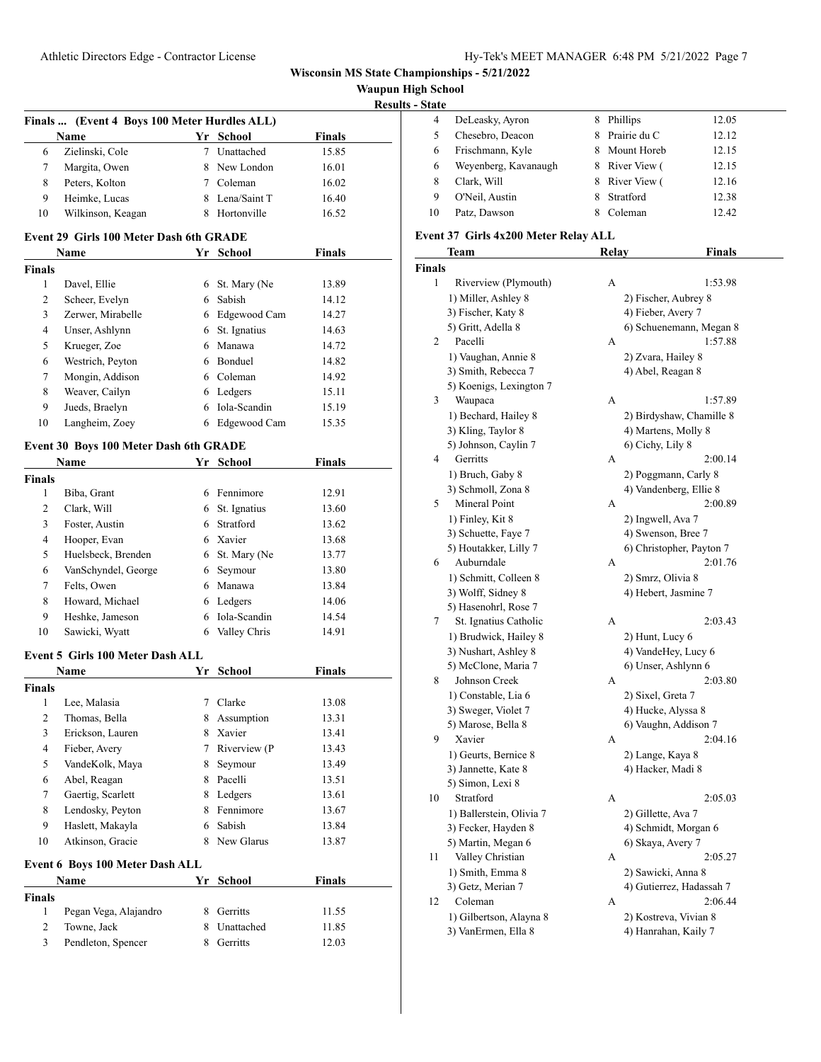# Wisconsin MS State Championships - 5/21/2022

## Waupun High School

### Results - State

### Finals ... (Event 4 Boys 100 Meter Hurdles ALL)

| | Name | Yr | School | Finals |
|---|---|---|---|---|
| 6 | Zielinski, Cole | 7 | Unattached | 15.85 |
| 7 | Margita, Owen | 8 | New London | 16.01 |
| 8 | Peters, Kolton | 7 | Coleman | 16.02 |
| 9 | Heimke, Lucas | 8 | Lena/Saint T | 16.40 |
| 10 | Wilkinson, Keagan | 8 | Hortonville | 16.52 |

### Event 29 Girls 100 Meter Dash 6th GRADE

| | Name | Yr | School | Finals |
|---|---|---|---|---|
| **Finals** | | | | |
| 1 | Davel, Ellie | 6 | St. Mary (Ne | 13.89 |
| 2 | Scheer, Evelyn | 6 | Sabish | 14.12 |
| 3 | Zerwer, Mirabelle | 6 | Edgewood Cam | 14.27 |
| 4 | Unser, Ashlynn | 6 | St. Ignatius | 14.63 |
| 5 | Krueger, Zoe | 6 | Manawa | 14.72 |
| 6 | Westrich, Peyton | 6 | Bonduel | 14.82 |
| 7 | Mongin, Addison | 6 | Coleman | 14.92 |
| 8 | Weaver, Cailyn | 6 | Ledgers | 15.11 |
| 9 | Jueds, Braelyn | 6 | Iola-Scandin | 15.19 |
| 10 | Langheim, Zoey | 6 | Edgewood Cam | 15.35 |

### Event 30 Boys 100 Meter Dash 6th GRADE

| | Name | Yr | School | Finals |
|---|---|---|---|---|
| **Finals** | | | | |
| 1 | Biba, Grant | 6 | Fennimore | 12.91 |
| 2 | Clark, Will | 6 | St. Ignatius | 13.60 |
| 3 | Foster, Austin | 6 | Stratford | 13.62 |
| 4 | Hooper, Evan | 6 | Xavier | 13.68 |
| 5 | Huelsbeck, Brenden | 6 | St. Mary (Ne | 13.77 |
| 6 | VanSchyndel, George | 6 | Seymour | 13.80 |
| 7 | Felts, Owen | 6 | Manawa | 13.84 |
| 8 | Howard, Michael | 6 | Ledgers | 14.06 |
| 9 | Heshke, Jameson | 6 | Iola-Scandin | 14.54 |
| 10 | Sawicki, Wyatt | 6 | Valley Chris | 14.91 |

### Event 5 Girls 100 Meter Dash ALL

| | Name | Yr | School | Finals |
|---|---|---|---|---|
| **Finals** | | | | |
| 1 | Lee, Malasia | 7 | Clarke | 13.08 |
| 2 | Thomas, Bella | 8 | Assumption | 13.31 |
| 3 | Erickson, Lauren | 8 | Xavier | 13.41 |
| 4 | Fieber, Avery | 7 | Riverview (P | 13.43 |
| 5 | VandeKolk, Maya | 8 | Seymour | 13.49 |
| 6 | Abel, Reagan | 8 | Pacelli | 13.51 |
| 7 | Gaertig, Scarlett | 8 | Ledgers | 13.61 |
| 8 | Lendosky, Peyton | 8 | Fennimore | 13.67 |
| 9 | Haslett, Makayla | 6 | Sabish | 13.84 |
| 10 | Atkinson, Gracie | 8 | New Glarus | 13.87 |

### Event 6 Boys 100 Meter Dash ALL

| | Name | Yr | School | Finals |
|---|---|---|---|---|
| **Finals** | | | | |
| 1 | Pegan Vega, Alajandro | 8 | Gerritts | 11.55 |
| 2 | Towne, Jack | 8 | Unattached | 11.85 |
| 3 | Pendleton, Spencer | 8 | Gerritts | 12.03 |
| 4 | DeLeasky, Ayron | 8 | Phillips | 12.05 |
| 5 | Chesebro, Deacon | 8 | Prairie du C | 12.12 |
| 6 | Frischmann, Kyle | 8 | Mount Horeb | 12.15 |
| 6 | Weyenberg, Kavanaugh | 8 | River View ( | 12.15 |
| 8 | Clark, Will | 8 | River View ( | 12.16 |
| 9 | O'Neil, Austin | 8 | Stratford | 12.38 |
| 10 | Patz, Dawson | 8 | Coleman | 12.42 |

### Event 37 Girls 4x200 Meter Relay ALL

| | Team | Relay | Finals |
|---|---|---|---|
| **Finals** | | | |
| 1 | Riverview (Plymouth) | A | 1:53.98 |
| | 1) Miller, Ashley 8 | 2) Fischer, Aubrey 8 | |
| | 3) Fischer, Katy 8 | 4) Fieber, Avery 7 | |
| | 5) Gritt, Adella 8 | 6) Schuenemann, Megan 8 | |
| 2 | Pacelli | A | 1:57.88 |
| | 1) Vaughan, Annie 8 | 2) Zvara, Hailey 8 | |
| | 3) Smith, Rebecca 7 | 4) Abel, Reagan 8 | |
| | 5) Koenigs, Lexington 7 | | |
| 3 | Waupaca | A | 1:57.89 |
| | 1) Bechard, Hailey 8 | 2) Birdyshaw, Chamille 8 | |
| | 3) Kling, Taylor 8 | 4) Martens, Molly 8 | |
| | 5) Johnson, Caylin 7 | 6) Cichy, Lily 8 | |
| 4 | Gerritts | A | 2:00.14 |
| | 1) Bruch, Gaby 8 | 2) Poggmann, Carly 8 | |
| | 3) Schmoll, Zona 8 | 4) Vandenberg, Ellie 8 | |
| 5 | Mineral Point | A | 2:00.89 |
| | 1) Finley, Kit 8 | 2) Ingwell, Ava 7 | |
| | 3) Schuette, Faye 7 | 4) Swenson, Bree 7 | |
| | 5) Houtakker, Lilly 7 | 6) Christopher, Payton 7 | |
| 6 | Auburndale | A | 2:01.76 |
| | 1) Schmitt, Colleen 8 | 2) Smrz, Olivia 8 | |
| | 3) Wolff, Sidney 8 | 4) Hebert, Jasmine 7 | |
| | 5) Hasenohrl, Rose 7 | | |
| 7 | St. Ignatius Catholic | A | 2:03.43 |
| | 1) Brudwick, Hailey 8 | 2) Hunt, Lucy 6 | |
| | 3) Nushart, Ashley 8 | 4) VandeHey, Lucy 6 | |
| | 5) McClone, Maria 7 | 6) Unser, Ashlynn 6 | |
| 8 | Johnson Creek | A | 2:03.80 |
| | 1) Constable, Lia 6 | 2) Sixel, Greta 7 | |
| | 3) Sweger, Violet 7 | 4) Hucke, Alyssa 8 | |
| | 5) Marose, Bella 8 | 6) Vaughn, Addison 7 | |
| 9 | Xavier | A | 2:04.16 |
| | 1) Geurts, Bernice 8 | 2) Lange, Kaya 8 | |
| | 3) Jannette, Kate 8 | 4) Hacker, Madi 8 | |
| | 5) Simon, Lexi 8 | | |
| 10 | Stratford | A | 2:05.03 |
| | 1) Ballerstein, Olivia 7 | 2) Gillette, Ava 7 | |
| | 3) Fecker, Hayden 8 | 4) Schmidt, Morgan 6 | |
| | 5) Martin, Megan 6 | 6) Skaya, Avery 7 | |
| 11 | Valley Christian | A | 2:05.27 |
| | 1) Smith, Emma 8 | 2) Sawicki, Anna 8 | |
| | 3) Getz, Merian 7 | 4) Gutierrez, Hadassah 7 | |
| 12 | Coleman | A | 2:06.44 |
| | 1) Gilbertson, Alayna 8 | 2) Kostreva, Vivian 8 | |
| | 3) VanErmen, Ella 8 | 4) Hanrahan, Kaily 7 | |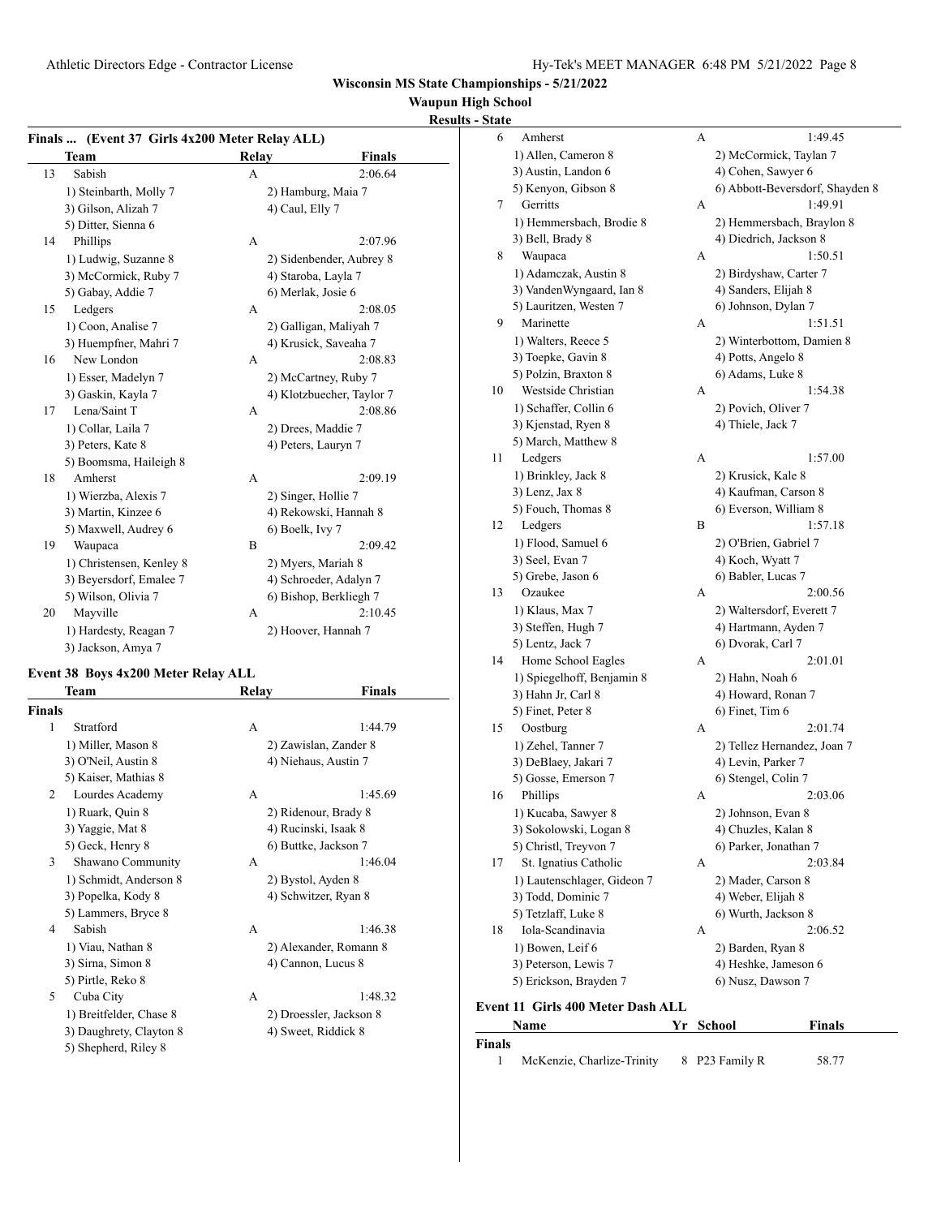# Wisconsin MS State Championships - 5/21/2022

## Waupun High School

### Results - State

**Finals ... (Event 37 Girls 4x200 Meter Relay ALL)**

| | Team | Relay | Finals |
|---|---|---|---|
| 13 | Sabish | A | 2:06.64 |
| | 1) Steinbarth, Molly 7 | 2) Hamburg, Maia 7 | |
| | 3) Gilson, Alizah 7 | 4) Caul, Elly 7 | |
| | 5) Ditter, Sienna 6 | | |
| 14 | Phillips | A | 2:07.96 |
| | 1) Ludwig, Suzanne 8 | 2) Sidenbender, Aubrey 8 | |
| | 3) McCormick, Ruby 7 | 4) Staroba, Layla 7 | |
| | 5) Gabay, Addie 7 | 6) Merlak, Josie 6 | |
| 15 | Ledgers | A | 2:08.05 |
| | 1) Coon, Analise 7 | 2) Galligan, Maliyah 7 | |
| | 3) Huempfner, Mahri 7 | 4) Krusick, Saveaha 7 | |
| 16 | New London | A | 2:08.83 |
| | 1) Esser, Madelyn 7 | 2) McCartney, Ruby 7 | |
| | 3) Gaskin, Kayla 7 | 4) Klotzbuecher, Taylor 7 | |
| 17 | Lena/Saint T | A | 2:08.86 |
| | 1) Collar, Laila 7 | 2) Drees, Maddie 7 | |
| | 3) Peters, Kate 8 | 4) Peters, Lauryn 7 | |
| | 5) Boomsma, Haileigh 8 | | |
| 18 | Amherst | A | 2:09.19 |
| | 1) Wierzba, Alexis 7 | 2) Singer, Hollie 7 | |
| | 3) Martin, Kinzee 6 | 4) Rekowski, Hannah 8 | |
| | 5) Maxwell, Audrey 6 | 6) Boelk, Ivy 7 | |
| 19 | Waupaca | B | 2:09.42 |
| | 1) Christensen, Kenley 8 | 2) Myers, Mariah 8 | |
| | 3) Beyersdorf, Emalee 7 | 4) Schroeder, Adalyn 7 | |
| | 5) Wilson, Olivia 7 | 6) Bishop, Berkliegh 7 | |
| 20 | Mayville | A | 2:10.45 |
| | 1) Hardesty, Reagan 7 | 2) Hoover, Hannah 7 | |
| | 3) Jackson, Amya 7 | | |

**Event 38 Boys 4x200 Meter Relay ALL**

| | Team | Relay | Finals |
|---|---|---|---|
| **Finals** | | | |
| 1 | Stratford | A | 1:44.79 |
| | 1) Miller, Mason 8 | 2) Zawislan, Zander 8 | |
| | 3) O'Neil, Austin 8 | 4) Niehaus, Austin 7 | |
| | 5) Kaiser, Mathias 8 | | |
| 2 | Lourdes Academy | A | 1:45.69 |
| | 1) Ruark, Quin 8 | 2) Ridenour, Brady 8 | |
| | 3) Yaggie, Mat 8 | 4) Rucinski, Isaak 8 | |
| | 5) Geck, Henry 8 | 6) Buttke, Jackson 7 | |
| 3 | Shawano Community | A | 1:46.04 |
| | 1) Schmidt, Anderson 8 | 2) Bystol, Ayden 8 | |
| | 3) Popelka, Kody 8 | 4) Schwitzer, Ryan 8 | |
| | 5) Lammers, Bryce 8 | | |
| 4 | Sabish | A | 1:46.38 |
| | 1) Viau, Nathan 8 | 2) Alexander, Romann 8 | |
| | 3) Sirna, Simon 8 | 4) Cannon, Lucus 8 | |
| | 5) Pirtle, Reko 8 | | |
| 5 | Cuba City | A | 1:48.32 |
| | 1) Breitfelder, Chase 8 | 2) Droessler, Jackson 8 | |
| | 3) Daughrety, Clayton 8 | 4) Sweet, Riddick 8 | |
| | 5) Shepherd, Riley 8 | | |
| 6 | Amherst | A | 1:49.45 |
| | 1) Allen, Cameron 8 | 2) McCormick, Taylan 7 | |
| | 3) Austin, Landon 6 | 4) Cohen, Sawyer 6 | |
| | 5) Kenyon, Gibson 8 | 6) Abbott-Beversdorf, Shayden 8 | |
| 7 | Gerritts | A | 1:49.91 |
| | 1) Hemmersbach, Brodie 8 | 2) Hemmersbach, Braylon 8 | |
| | 3) Bell, Brady 8 | 4) Diedrich, Jackson 8 | |
| 8 | Waupaca | A | 1:50.51 |
| | 1) Adamczak, Austin 8 | 2) Birdyshaw, Carter 7 | |
| | 3) VandenWyngaard, Ian 8 | 4) Sanders, Elijah 8 | |
| | 5) Lauritzen, Westen 7 | 6) Johnson, Dylan 7 | |
| 9 | Marinette | A | 1:51.51 |
| | 1) Walters, Reece 5 | 2) Winterbottom, Damien 8 | |
| | 3) Toepke, Gavin 8 | 4) Potts, Angelo 8 | |
| | 5) Polzin, Braxton 8 | 6) Adams, Luke 8 | |
| 10 | Westside Christian | A | 1:54.38 |
| | 1) Schaffer, Collin 6 | 2) Povich, Oliver 7 | |
| | 3) Kjenstad, Ryen 8 | 4) Thiele, Jack 7 | |
| | 5) March, Matthew 8 | | |
| 11 | Ledgers | A | 1:57.00 |
| | 1) Brinkley, Jack 8 | 2) Krusick, Kale 8 | |
| | 3) Lenz, Jax 8 | 4) Kaufman, Carson 8 | |
| | 5) Fouch, Thomas 8 | 6) Everson, William 8 | |
| 12 | Ledgers | B | 1:57.18 |
| | 1) Flood, Samuel 6 | 2) O'Brien, Gabriel 7 | |
| | 3) Seel, Evan 7 | 4) Koch, Wyatt 7 | |
| | 5) Grebe, Jason 6 | 6) Babler, Lucas 7 | |
| 13 | Ozaukee | A | 2:00.56 |
| | 1) Klaus, Max 7 | 2) Waltersdorf, Everett 7 | |
| | 3) Steffen, Hugh 7 | 4) Hartmann, Ayden 7 | |
| | 5) Lentz, Jack 7 | 6) Dvorak, Carl 7 | |
| 14 | Home School Eagles | A | 2:01.01 |
| | 1) Spiegelhoff, Benjamin 8 | 2) Hahn, Noah 6 | |
| | 3) Hahn Jr, Carl 8 | 4) Howard, Ronan 7 | |
| | 5) Finet, Peter 8 | 6) Finet, Tim 6 | |
| 15 | Oostburg | A | 2:01.74 |
| | 1) Zehel, Tanner 7 | 2) Tellez Hernandez, Joan 7 | |
| | 3) DeBlaey, Jakari 7 | 4) Levin, Parker 7 | |
| | 5) Gosse, Emerson 7 | 6) Stengel, Colin 7 | |
| 16 | Phillips | A | 2:03.06 |
| | 1) Kucaba, Sawyer 8 | 2) Johnson, Evan 8 | |
| | 3) Sokolowski, Logan 8 | 4) Chuzles, Kalan 8 | |
| | 5) Christl, Treyvon 7 | 6) Parker, Jonathan 7 | |
| 17 | St. Ignatius Catholic | A | 2:03.84 |
| | 1) Lautenschlager, Gideon 7 | 2) Mader, Carson 8 | |
| | 3) Todd, Dominic 7 | 4) Weber, Elijah 8 | |
| | 5) Tetzlaff, Luke 8 | 6) Wurth, Jackson 8 | |
| 18 | Iola-Scandinavia | A | 2:06.52 |
| | 1) Bowen, Leif 6 | 2) Barden, Ryan 8 | |
| | 3) Peterson, Lewis 7 | 4) Heshke, Jameson 6 | |
| | 5) Erickson, Brayden 7 | 6) Nusz, Dawson 7 | |

**Event 11 Girls 400 Meter Dash ALL**

| | Name | Yr | School | Finals |
|---|---|---|---|---|
| **Finals** | | | | |
| 1 | McKenzie, Charlize-Trinity | 8 | P23 Family R | 58.77 |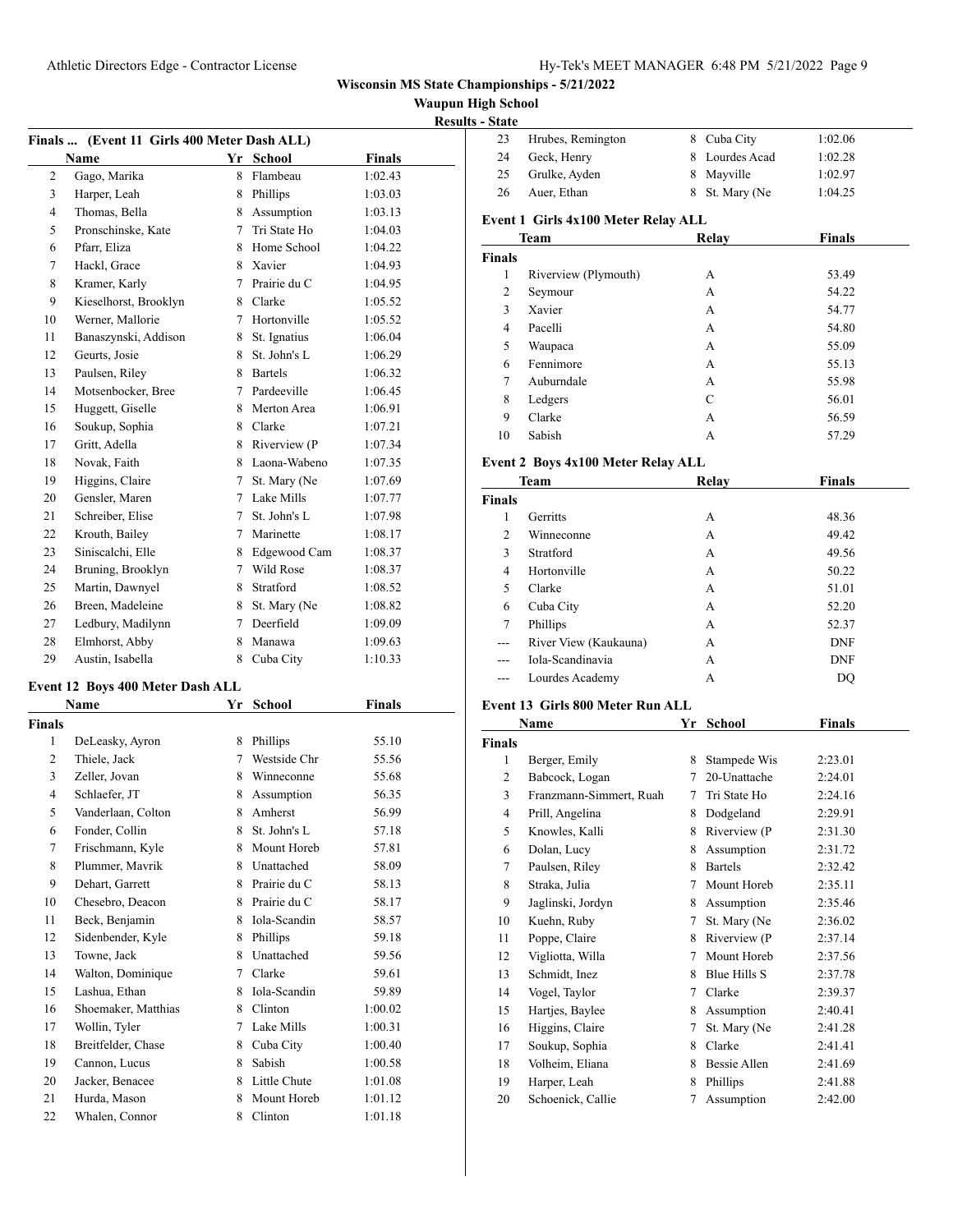**Wisconsin MS State Championships - 5/21/2022**

**Waupun High School**

**Results - State**

### Finals ... (Event 11 Girls 400 Meter Dash ALL)

| | Name | Yr | School | Finals |
|---|---|---|---|---|
| 2 | Gago, Marika | 8 | Flambeau | 1:02.43 |
| 3 | Harper, Leah | 8 | Phillips | 1:03.03 |
| 4 | Thomas, Bella | 8 | Assumption | 1:03.13 |
| 5 | Pronschinske, Kate | 7 | Tri State Ho | 1:04.03 |
| 6 | Pfarr, Eliza | 8 | Home School | 1:04.22 |
| 7 | Hackl, Grace | 8 | Xavier | 1:04.93 |
| 8 | Kramer, Karly | 7 | Prairie du C | 1:04.95 |
| 9 | Kieselhorst, Brooklyn | 8 | Clarke | 1:05.52 |
| 10 | Werner, Mallorie | 7 | Hortonville | 1:05.52 |
| 11 | Banaszynski, Addison | 8 | St. Ignatius | 1:06.04 |
| 12 | Geurts, Josie | 8 | St. John's L | 1:06.29 |
| 13 | Paulsen, Riley | 8 | Bartels | 1:06.32 |
| 14 | Motsenbocker, Bree | 7 | Pardeeville | 1:06.45 |
| 15 | Huggett, Giselle | 8 | Merton Area | 1:06.91 |
| 16 | Soukup, Sophia | 8 | Clarke | 1:07.21 |
| 17 | Gritt, Adella | 8 | Riverview (P | 1:07.34 |
| 18 | Novak, Faith | 8 | Laona-Wabeno | 1:07.35 |
| 19 | Higgins, Claire | 7 | St. Mary (Ne | 1:07.69 |
| 20 | Gensler, Maren | 7 | Lake Mills | 1:07.77 |
| 21 | Schreiber, Elise | 7 | St. John's L | 1:07.98 |
| 22 | Krouth, Bailey | 7 | Marinette | 1:08.17 |
| 23 | Siniscalchi, Elle | 8 | Edgewood Cam | 1:08.37 |
| 24 | Bruning, Brooklyn | 7 | Wild Rose | 1:08.37 |
| 25 | Martin, Dawnyel | 8 | Stratford | 1:08.52 |
| 26 | Breen, Madeleine | 8 | St. Mary (Ne | 1:08.82 |
| 27 | Ledbury, Madilynn | 7 | Deerfield | 1:09.09 |
| 28 | Elmhorst, Abby | 8 | Manawa | 1:09.63 |
| 29 | Austin, Isabella | 8 | Cuba City | 1:10.33 |

### Event 12 Boys 400 Meter Dash ALL

| | Name | Yr | School | Finals |
|---|---|---|---|---|
| **Finals** | | | | |
| 1 | DeLeasky, Ayron | 8 | Phillips | 55.10 |
| 2 | Thiele, Jack | 7 | Westside Chr | 55.56 |
| 3 | Zeller, Jovan | 8 | Winneconne | 55.68 |
| 4 | Schlaefer, JT | 8 | Assumption | 56.35 |
| 5 | Vanderlaan, Colton | 8 | Amherst | 56.99 |
| 6 | Fonder, Collin | 8 | St. John's L | 57.18 |
| 7 | Frischmann, Kyle | 8 | Mount Horeb | 57.81 |
| 8 | Plummer, Mavrik | 8 | Unattached | 58.09 |
| 9 | Dehart, Garrett | 8 | Prairie du C | 58.13 |
| 10 | Chesebro, Deacon | 8 | Prairie du C | 58.17 |
| 11 | Beck, Benjamin | 8 | Iola-Scandin | 58.57 |
| 12 | Sidenbender, Kyle | 8 | Phillips | 59.18 |
| 13 | Towne, Jack | 8 | Unattached | 59.56 |
| 14 | Walton, Dominique | 7 | Clarke | 59.61 |
| 15 | Lashua, Ethan | 8 | Iola-Scandin | 59.89 |
| 16 | Shoemaker, Matthias | 8 | Clinton | 1:00.02 |
| 17 | Wollin, Tyler | 7 | Lake Mills | 1:00.31 |
| 18 | Breitfelder, Chase | 8 | Cuba City | 1:00.40 |
| 19 | Cannon, Lucus | 8 | Sabish | 1:00.58 |
| 20 | Jacker, Benacee | 8 | Little Chute | 1:01.08 |
| 21 | Hurda, Mason | 8 | Mount Horeb | 1:01.12 |
| 22 | Whalen, Connor | 8 | Clinton | 1:01.18 |
| 23 | Hrubes, Remington | 8 | Cuba City | 1:02.06 |
| 24 | Geck, Henry | 8 | Lourdes Acad | 1:02.28 |
| 25 | Grulke, Ayden | 8 | Mayville | 1:02.97 |
| 26 | Auer, Ethan | 8 | St. Mary (Ne | 1:04.25 |

### Event 1 Girls 4x100 Meter Relay ALL

| | Team | Relay | Finals |
|---|---|---|---|
| **Finals** | | | |
| 1 | Riverview (Plymouth) | A | 53.49 |
| 2 | Seymour | A | 54.22 |
| 3 | Xavier | A | 54.77 |
| 4 | Pacelli | A | 54.80 |
| 5 | Waupaca | A | 55.09 |
| 6 | Fennimore | A | 55.13 |
| 7 | Auburndale | A | 55.98 |
| 8 | Ledgers | C | 56.01 |
| 9 | Clarke | A | 56.59 |
| 10 | Sabish | A | 57.29 |

### Event 2 Boys 4x100 Meter Relay ALL

| | Team | Relay | Finals |
|---|---|---|---|
| **Finals** | | | |
| 1 | Gerritts | A | 48.36 |
| 2 | Winneconne | A | 49.42 |
| 3 | Stratford | A | 49.56 |
| 4 | Hortonville | A | 50.22 |
| 5 | Clarke | A | 51.01 |
| 6 | Cuba City | A | 52.20 |
| 7 | Phillips | A | 52.37 |
| --- | River View (Kaukauna) | A | DNF |
| --- | Iola-Scandinavia | A | DNF |
| --- | Lourdes Academy | A | DQ |

### Event 13 Girls 800 Meter Run ALL

| | Name | Yr | School | Finals |
|---|---|---|---|---|
| **Finals** | | | | |
| 1 | Berger, Emily | 8 | Stampede Wis | 2:23.01 |
| 2 | Babcock, Logan | 7 | 20-Unattache | 2:24.01 |
| 3 | Franzmann-Simmert, Ruah | 7 | Tri State Ho | 2:24.16 |
| 4 | Prill, Angelina | 8 | Dodgeland | 2:29.91 |
| 5 | Knowles, Kalli | 8 | Riverview (P | 2:31.30 |
| 6 | Dolan, Lucy | 8 | Assumption | 2:31.72 |
| 7 | Paulsen, Riley | 8 | Bartels | 2:32.42 |
| 8 | Straka, Julia | 7 | Mount Horeb | 2:35.11 |
| 9 | Jaglinski, Jordyn | 8 | Assumption | 2:35.46 |
| 10 | Kuehn, Ruby | 7 | St. Mary (Ne | 2:36.02 |
| 11 | Poppe, Claire | 8 | Riverview (P | 2:37.14 |
| 12 | Vigliotta, Willa | 7 | Mount Horeb | 2:37.56 |
| 13 | Schmidt, Inez | 8 | Blue Hills S | 2:37.78 |
| 14 | Vogel, Taylor | 7 | Clarke | 2:39.37 |
| 15 | Hartjes, Baylee | 8 | Assumption | 2:40.41 |
| 16 | Higgins, Claire | 7 | St. Mary (Ne | 2:41.28 |
| 17 | Soukup, Sophia | 8 | Clarke | 2:41.41 |
| 18 | Volheim, Eliana | 8 | Bessie Allen | 2:41.69 |
| 19 | Harper, Leah | 8 | Phillips | 2:41.88 |
| 20 | Schoenick, Callie | 7 | Assumption | 2:42.00 |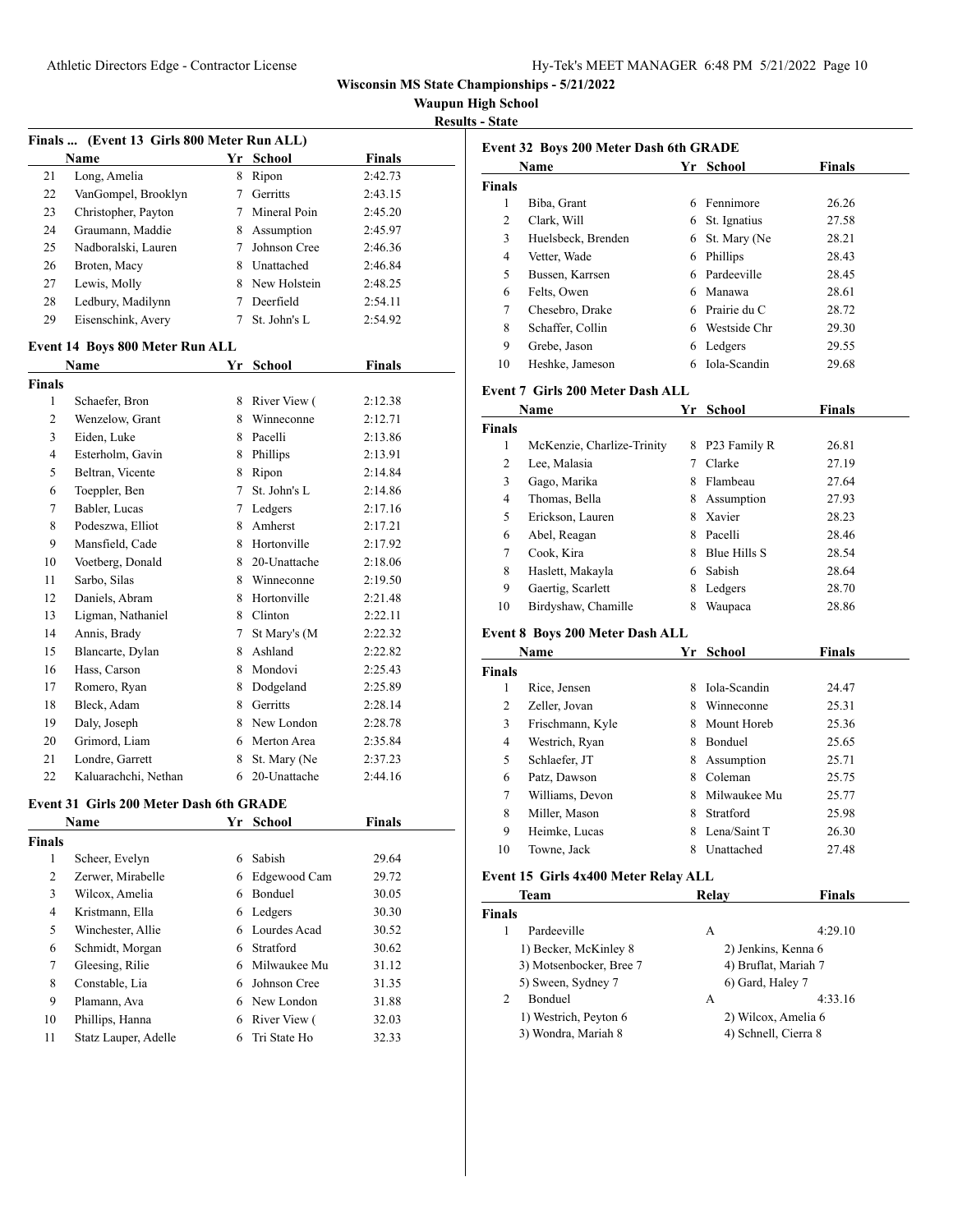Wisconsin MS State Championships - 5/21/2022

Waupun High School

Results - State

### Finals ... (Event 13 Girls 800 Meter Run ALL)

| | Name | Yr | School | Finals |
|---|---|---|---|---|
| 21 | Long, Amelia | 8 | Ripon | 2:42.73 |
| 22 | VanGompel, Brooklyn | 7 | Gerritts | 2:43.15 |
| 23 | Christopher, Payton | 7 | Mineral Poin | 2:45.20 |
| 24 | Graumann, Maddie | 8 | Assumption | 2:45.97 |
| 25 | Nadboralski, Lauren | 7 | Johnson Cree | 2:46.36 |
| 26 | Broten, Macy | 8 | Unattached | 2:46.84 |
| 27 | Lewis, Molly | 8 | New Holstein | 2:48.25 |
| 28 | Ledbury, Madilynn | 7 | Deerfield | 2:54.11 |
| 29 | Eisenschink, Avery | 7 | St. John's L | 2:54.92 |

### Event 14 Boys 800 Meter Run ALL

| | Name | Yr | School | Finals |
|---|---|---|---|---|
| **Finals** | | | | |
| 1 | Schaefer, Bron | 8 | River View ( | 2:12.38 |
| 2 | Wenzelow, Grant | 8 | Winneconne | 2:12.71 |
| 3 | Eiden, Luke | 8 | Pacelli | 2:13.86 |
| 4 | Esterholm, Gavin | 8 | Phillips | 2:13.91 |
| 5 | Beltran, Vicente | 8 | Ripon | 2:14.84 |
| 6 | Toeppler, Ben | 7 | St. John's L | 2:14.86 |
| 7 | Babler, Lucas | 7 | Ledgers | 2:17.16 |
| 8 | Podeszwa, Elliot | 8 | Amherst | 2:17.21 |
| 9 | Mansfield, Cade | 8 | Hortonville | 2:17.92 |
| 10 | Voetberg, Donald | 8 | 20-Unattache | 2:18.06 |
| 11 | Sarbo, Silas | 8 | Winneconne | 2:19.50 |
| 12 | Daniels, Abram | 8 | Hortonville | 2:21.48 |
| 13 | Ligman, Nathaniel | 8 | Clinton | 2:22.11 |
| 14 | Annis, Brady | 7 | St Mary's (M | 2:22.32 |
| 15 | Blancarte, Dylan | 8 | Ashland | 2:22.82 |
| 16 | Hass, Carson | 8 | Mondovi | 2:25.43 |
| 17 | Romero, Ryan | 8 | Dodgeland | 2:25.89 |
| 18 | Bleck, Adam | 8 | Gerritts | 2:28.14 |
| 19 | Daly, Joseph | 8 | New London | 2:28.78 |
| 20 | Grimord, Liam | 6 | Merton Area | 2:35.84 |
| 21 | Londre, Garrett | 8 | St. Mary (Ne | 2:37.23 |
| 22 | Kaluarachchi, Nethan | 6 | 20-Unattache | 2:44.16 |

### Event 31 Girls 200 Meter Dash 6th GRADE

| | Name | Yr | School | Finals |
|---|---|---|---|---|
| **Finals** | | | | |
| 1 | Scheer, Evelyn | 6 | Sabish | 29.64 |
| 2 | Zerwer, Mirabelle | 6 | Edgewood Cam | 29.72 |
| 3 | Wilcox, Amelia | 6 | Bonduel | 30.05 |
| 4 | Kristmann, Ella | 6 | Ledgers | 30.30 |
| 5 | Winchester, Allie | 6 | Lourdes Acad | 30.52 |
| 6 | Schmidt, Morgan | 6 | Stratford | 30.62 |
| 7 | Gleesing, Rilie | 6 | Milwaukee Mu | 31.12 |
| 8 | Constable, Lia | 6 | Johnson Cree | 31.35 |
| 9 | Plamann, Ava | 6 | New London | 31.88 |
| 10 | Phillips, Hanna | 6 | River View ( | 32.03 |
| 11 | Statz Lauper, Adelle | 6 | Tri State Ho | 32.33 |

### Event 32 Boys 200 Meter Dash 6th GRADE

| | Name | Yr | School | Finals |
|---|---|---|---|---|
| **Finals** | | | | |
| 1 | Biba, Grant | 6 | Fennimore | 26.26 |
| 2 | Clark, Will | 6 | St. Ignatius | 27.58 |
| 3 | Huelsbeck, Brenden | 6 | St. Mary (Ne | 28.21 |
| 4 | Vetter, Wade | 6 | Phillips | 28.43 |
| 5 | Bussen, Karrsen | 6 | Pardeeville | 28.45 |
| 6 | Felts, Owen | 6 | Manawa | 28.61 |
| 7 | Chesebro, Drake | 6 | Prairie du C | 28.72 |
| 8 | Schaffer, Collin | 6 | Westside Chr | 29.30 |
| 9 | Grebe, Jason | 6 | Ledgers | 29.55 |
| 10 | Heshke, Jameson | 6 | Iola-Scandin | 29.68 |

### Event 7 Girls 200 Meter Dash ALL

| | Name | Yr | School | Finals |
|---|---|---|---|---|
| **Finals** | | | | |
| 1 | McKenzie, Charlize-Trinity | 8 | P23 Family R | 26.81 |
| 2 | Lee, Malasia | 7 | Clarke | 27.19 |
| 3 | Gago, Marika | 8 | Flambeau | 27.64 |
| 4 | Thomas, Bella | 8 | Assumption | 27.93 |
| 5 | Erickson, Lauren | 8 | Xavier | 28.23 |
| 6 | Abel, Reagan | 8 | Pacelli | 28.46 |
| 7 | Cook, Kira | 8 | Blue Hills S | 28.54 |
| 8 | Haslett, Makayla | 6 | Sabish | 28.64 |
| 9 | Gaertig, Scarlett | 8 | Ledgers | 28.70 |
| 10 | Birdyshaw, Chamille | 8 | Waupaca | 28.86 |

### Event 8 Boys 200 Meter Dash ALL

| | Name | Yr | School | Finals |
|---|---|---|---|---|
| **Finals** | | | | |
| 1 | Rice, Jensen | 8 | Iola-Scandin | 24.47 |
| 2 | Zeller, Jovan | 8 | Winneconne | 25.31 |
| 3 | Frischmann, Kyle | 8 | Mount Horeb | 25.36 |
| 4 | Westrich, Ryan | 8 | Bonduel | 25.65 |
| 5 | Schlaefer, JT | 8 | Assumption | 25.71 |
| 6 | Patz, Dawson | 8 | Coleman | 25.75 |
| 7 | Williams, Devon | 8 | Milwaukee Mu | 25.77 |
| 8 | Miller, Mason | 8 | Stratford | 25.98 |
| 9 | Heimke, Lucas | 8 | Lena/Saint T | 26.30 |
| 10 | Towne, Jack | 8 | Unattached | 27.48 |

### Event 15 Girls 4x400 Meter Relay ALL

| | Team | Relay | Finals |
|---|---|---|---|
| **Finals** | | | |
| 1 | Pardeeville | A | 4:29.10 |
| | 1) Becker, McKinley 8 | 2) Jenkins, Kenna 6 | |
| | 3) Motsenbocker, Bree 7 | 4) Bruflat, Mariah 7 | |
| | 5) Sween, Sydney 7 | 6) Gard, Haley 7 | |
| 2 | Bonduel | A | 4:33.16 |
| | 1) Westrich, Peyton 6 | 2) Wilcox, Amelia 6 | |
| | 3) Wondra, Mariah 8 | 4) Schnell, Cierra 8 | |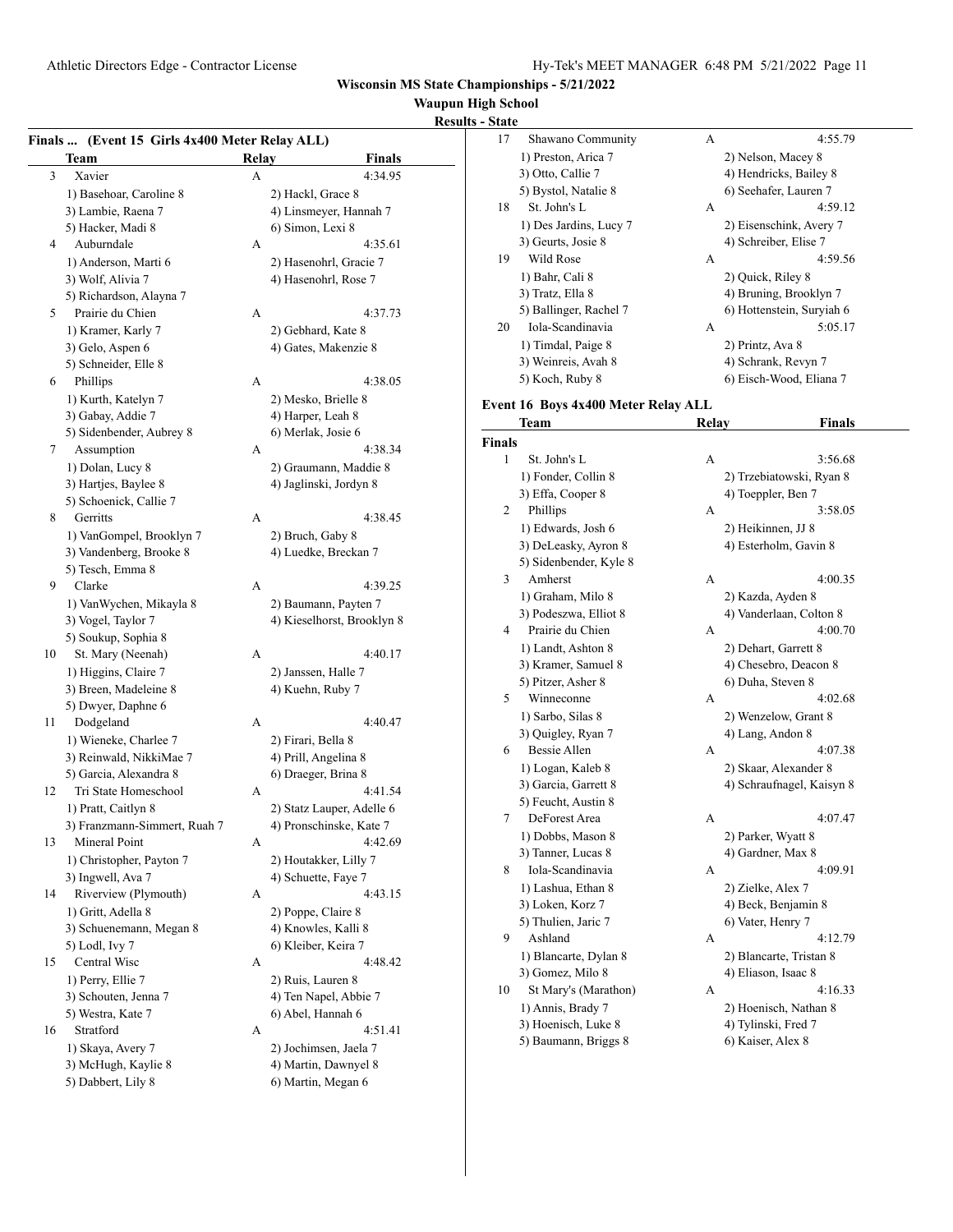Wisconsin MS State Championships - 5/21/2022

Waupun High School

Results - State

**Finals ... (Event 15 Girls 4x400 Meter Relay ALL)**

| | Team | Relay | Finals |
|---|---|---|---|
| 3 | Xavier | A | 4:34.95 |
| | 1) Basehoar, Caroline 8 | 2) Hackl, Grace 8 | |
| | 3) Lambie, Raena 7 | 4) Linsmeyer, Hannah 7 | |
| | 5) Hacker, Madi 8 | 6) Simon, Lexi 8 | |
| 4 | Auburndale | A | 4:35.61 |
| | 1) Anderson, Marti 6 | 2) Hasenohrl, Gracie 7 | |
| | 3) Wolf, Alivia 7 | 4) Hasenohrl, Rose 7 | |
| | 5) Richardson, Alayna 7 | | |
| 5 | Prairie du Chien | A | 4:37.73 |
| | 1) Kramer, Karly 7 | 2) Gebhard, Kate 8 | |
| | 3) Gelo, Aspen 6 | 4) Gates, Makenzie 8 | |
| | 5) Schneider, Elle 8 | | |
| 6 | Phillips | A | 4:38.05 |
| | 1) Kurth, Katelyn 7 | 2) Mesko, Brielle 8 | |
| | 3) Gabay, Addie 7 | 4) Harper, Leah 8 | |
| | 5) Sidenbender, Aubrey 8 | 6) Merlak, Josie 6 | |
| 7 | Assumption | A | 4:38.34 |
| | 1) Dolan, Lucy 8 | 2) Graumann, Maddie 8 | |
| | 3) Hartjes, Baylee 8 | 4) Jaglinski, Jordyn 8 | |
| | 5) Schoenick, Callie 7 | | |
| 8 | Gerritts | A | 4:38.45 |
| | 1) VanGompel, Brooklyn 7 | 2) Bruch, Gaby 8 | |
| | 3) Vandenberg, Brooke 8 | 4) Luedke, Breckan 7 | |
| | 5) Tesch, Emma 8 | | |
| 9 | Clarke | A | 4:39.25 |
| | 1) VanWychen, Mikayla 8 | 2) Baumann, Payten 7 | |
| | 3) Vogel, Taylor 7 | 4) Kieselhorst, Brooklyn 8 | |
| | 5) Soukup, Sophia 8 | | |
| 10 | St. Mary (Neenah) | A | 4:40.17 |
| | 1) Higgins, Claire 7 | 2) Janssen, Halle 7 | |
| | 3) Breen, Madeleine 8 | 4) Kuehn, Ruby 7 | |
| | 5) Dwyer, Daphne 6 | | |
| 11 | Dodgeland | A | 4:40.47 |
| | 1) Wieneke, Charlee 7 | 2) Firari, Bella 8 | |
| | 3) Reinwald, NikkiMae 7 | 4) Prill, Angelina 8 | |
| | 5) Garcia, Alexandra 8 | 6) Draeger, Brina 8 | |
| 12 | Tri State Homeschool | A | 4:41.54 |
| | 1) Pratt, Caitlyn 8 | 2) Statz Lauper, Adelle 6 | |
| | 3) Franzmann-Simmert, Ruah 7 | 4) Pronschinske, Kate 7 | |
| 13 | Mineral Point | A | 4:42.69 |
| | 1) Christopher, Payton 7 | 2) Houtakker, Lilly 7 | |
| | 3) Ingwell, Ava 7 | 4) Schuette, Faye 7 | |
| 14 | Riverview (Plymouth) | A | 4:43.15 |
| | 1) Gritt, Adella 8 | 2) Poppe, Claire 8 | |
| | 3) Schuenemann, Megan 8 | 4) Knowles, Kalli 8 | |
| | 5) Lodl, Ivy 7 | 6) Kleiber, Keira 7 | |
| 15 | Central Wisc | A | 4:48.42 |
| | 1) Perry, Ellie 7 | 2) Ruis, Lauren 8 | |
| | 3) Schouten, Jenna 7 | 4) Ten Napel, Abbie 7 | |
| | 5) Westra, Kate 7 | 6) Abel, Hannah 6 | |
| 16 | Stratford | A | 4:51.41 |
| | 1) Skaya, Avery 7 | 2) Jochimsen, Jaela 7 | |
| | 3) McHugh, Kaylie 8 | 4) Martin, Dawnyel 8 | |
| | 5) Dabbert, Lily 8 | 6) Martin, Megan 6 | |
| 17 | Shawano Community | A | 4:55.79 |
| | 1) Preston, Arica 7 | 2) Nelson, Macey 8 | |
| | 3) Otto, Callie 7 | 4) Hendricks, Bailey 8 | |
| | 5) Bystol, Natalie 8 | 6) Seehafer, Lauren 7 | |
| 18 | St. John's L | A | 4:59.12 |
| | 1) Des Jardins, Lucy 7 | 2) Eisenschink, Avery 7 | |
| | 3) Geurts, Josie 8 | 4) Schreiber, Elise 7 | |
| 19 | Wild Rose | A | 4:59.56 |
| | 1) Bahr, Cali 8 | 2) Quick, Riley 8 | |
| | 3) Tratz, Ella 8 | 4) Bruning, Brooklyn 7 | |
| | 5) Ballinger, Rachel 7 | 6) Hottenstein, Suryiah 6 | |
| 20 | Iola-Scandinavia | A | 5:05.17 |
| | 1) Timdal, Paige 8 | 2) Printz, Ava 8 | |
| | 3) Weinreis, Avah 8 | 4) Schrank, Revyn 7 | |
| | 5) Koch, Ruby 8 | 6) Eisch-Wood, Eliana 7 | |

**Event 16 Boys 4x400 Meter Relay ALL**

**Finals**

| | Team | Relay | Finals |
|---|---|---|---|
| 1 | St. John's L | A | 3:56.68 |
| | 1) Fonder, Collin 8 | 2) Trzebiatowski, Ryan 8 | |
| | 3) Effa, Cooper 8 | 4) Toeppler, Ben 7 | |
| 2 | Phillips | A | 3:58.05 |
| | 1) Edwards, Josh 6 | 2) Heikinnen, JJ 8 | |
| | 3) DeLeasky, Ayron 8 | 4) Esterholm, Gavin 8 | |
| | 5) Sidenbender, Kyle 8 | | |
| 3 | Amherst | A | 4:00.35 |
| | 1) Graham, Milo 8 | 2) Kazda, Ayden 8 | |
| | 3) Podeszwa, Elliot 8 | 4) Vanderlaan, Colton 8 | |
| 4 | Prairie du Chien | A | 4:00.70 |
| | 1) Landt, Ashton 8 | 2) Dehart, Garrett 8 | |
| | 3) Kramer, Samuel 8 | 4) Chesebro, Deacon 8 | |
| | 5) Pitzer, Asher 8 | 6) Duha, Steven 8 | |
| 5 | Winneconne | A | 4:02.68 |
| | 1) Sarbo, Silas 8 | 2) Wenzelow, Grant 8 | |
| | 3) Quigley, Ryan 7 | 4) Lang, Andon 8 | |
| 6 | Bessie Allen | A | 4:07.38 |
| | 1) Logan, Kaleb 8 | 2) Skaar, Alexander 8 | |
| | 3) Garcia, Garrett 8 | 4) Schraufnagel, Kaisyn 8 | |
| | 5) Feucht, Austin 8 | | |
| 7 | DeForest Area | A | 4:07.47 |
| | 1) Dobbs, Mason 8 | 2) Parker, Wyatt 8 | |
| | 3) Tanner, Lucas 8 | 4) Gardner, Max 8 | |
| 8 | Iola-Scandinavia | A | 4:09.91 |
| | 1) Lashua, Ethan 8 | 2) Zielke, Alex 7 | |
| | 3) Loken, Korz 7 | 4) Beck, Benjamin 8 | |
| | 5) Thulien, Jaric 7 | 6) Vater, Henry 7 | |
| 9 | Ashland | A | 4:12.79 |
| | 1) Blancarte, Dylan 8 | 2) Blancarte, Tristan 8 | |
| | 3) Gomez, Milo 8 | 4) Eliason, Isaac 8 | |
| 10 | St Mary's (Marathon) | A | 4:16.33 |
| | 1) Annis, Brady 7 | 2) Hoenisch, Nathan 8 | |
| | 3) Hoenisch, Luke 8 | 4) Tylinski, Fred 7 | |
| | 5) Baumann, Briggs 8 | 6) Kaiser, Alex 8 | |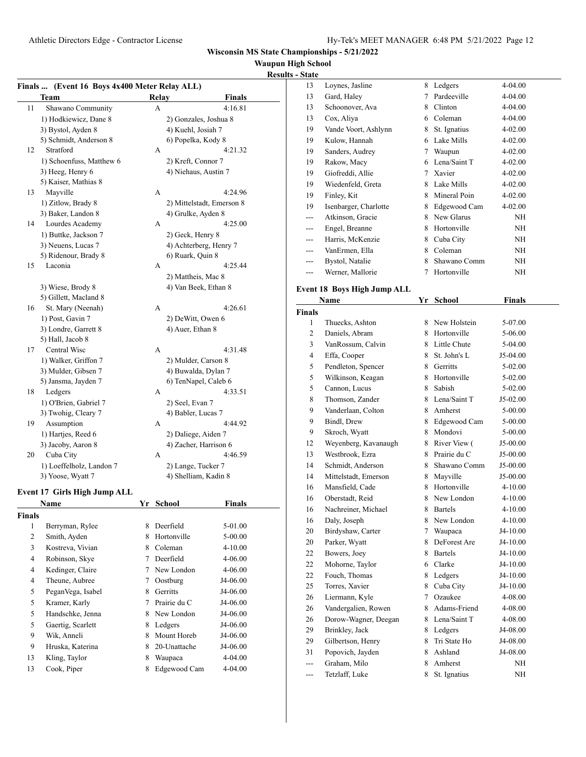**Wisconsin MS State Championships - 5/21/2022**

**Waupun High School**

**Results - State**

### Finals ... (Event 16 Boys 4x400 Meter Relay ALL)

| | Team | Relay | Finals |
|---|---|---|---|
| 11 | Shawano Community | A | 4:16.81 |
| | 1) Hodkiewicz, Dane 8 | 2) Gonzales, Joshua 8 | |
| | 3) Bystol, Ayden 8 | 4) Kuehl, Josiah 7 | |
| | 5) Schmidt, Anderson 8 | 6) Popelka, Kody 8 | |
| 12 | Stratford | A | 4:21.32 |
| | 1) Schoenfuss, Matthew 6 | 2) Kreft, Connor 7 | |
| | 3) Heeg, Henry 6 | 4) Niehaus, Austin 7 | |
| | 5) Kaiser, Mathias 8 | | |
| 13 | Mayville | A | 4:24.96 |
| | 1) Zitlow, Brady 8 | 2) Mittelstadt, Emerson 8 | |
| | 3) Baker, Landon 8 | 4) Grulke, Ayden 8 | |
| 14 | Lourdes Academy | A | 4:25.00 |
| | 1) Buttke, Jackson 7 | 2) Geck, Henry 8 | |
| | 3) Neuens, Lucas 7 | 4) Achterberg, Henry 7 | |
| | 5) Ridenour, Brady 8 | 6) Ruark, Quin 8 | |
| 15 | Laconia | A | 4:25.44 |
| | | 2) Mattheis, Mac 8 | |
| | 3) Wiese, Brody 8 | 4) Van Beek, Ethan 8 | |
| | 5) Gillett, Macland 8 | | |
| 16 | St. Mary (Neenah) | A | 4:26.61 |
| | 1) Post, Gavin 7 | 2) DeWitt, Owen 6 | |
| | 3) Londre, Garrett 8 | 4) Auer, Ethan 8 | |
| | 5) Hall, Jacob 8 | | |
| 17 | Central Wisc | A | 4:31.48 |
| | 1) Walker, Griffon 7 | 2) Mulder, Carson 8 | |
| | 3) Mulder, Gibsen 7 | 4) Buwalda, Dylan 7 | |
| | 5) Jansma, Jayden 7 | 6) TenNapel, Caleb 6 | |
| 18 | Ledgers | A | 4:33.51 |
| | 1) O'Brien, Gabriel 7 | 2) Seel, Evan 7 | |
| | 3) Twohig, Cleary 7 | 4) Babler, Lucas 7 | |
| 19 | Assumption | A | 4:44.92 |
| | 1) Hartjes, Reed 6 | 2) Daliege, Aiden 7 | |
| | 3) Jacoby, Aaron 8 | 4) Zacher, Harrison 6 | |
| 20 | Cuba City | A | 4:46.59 |
| | 1) Loeffelholz, Landon 7 | 2) Lange, Tucker 7 | |
| | 3) Yoose, Wyatt 7 | 4) Shelliam, Kadin 8 | |

### Event 17 Girls High Jump ALL

| | Name | Yr | School | Finals |
|---|---|---|---|---|
| **Finals** | | | | |
| 1 | Berryman, Rylee | 8 | Deerfield | 5-01.00 |
| 2 | Smith, Ayden | 8 | Hortonville | 5-00.00 |
| 3 | Kostreva, Vivian | 8 | Coleman | 4-10.00 |
| 4 | Robinson, Skye | 7 | Deerfield | 4-06.00 |
| 4 | Kedinger, Claire | 7 | New London | 4-06.00 |
| 4 | Theune, Aubree | 7 | Oostburg | J4-06.00 |
| 5 | PeganVega, Isabel | 8 | Gerritts | J4-06.00 |
| 5 | Kramer, Karly | 7 | Prairie du C | J4-06.00 |
| 5 | Handschke, Jenna | 8 | New London | J4-06.00 |
| 5 | Gaertig, Scarlett | 8 | Ledgers | J4-06.00 |
| 9 | Wik, Anneli | 8 | Mount Horeb | J4-06.00 |
| 9 | Hruska, Katerina | 8 | 20-Unattache | J4-06.00 |
| 13 | Kling, Taylor | 8 | Waupaca | 4-04.00 |
| 13 | Cook, Piper | 8 | Edgewood Cam | 4-04.00 |
| 13 | Loynes, Jasline | 8 | Ledgers | 4-04.00 |
| 13 | Gard, Haley | 7 | Pardeeville | 4-04.00 |
| 13 | Schoonover, Ava | 8 | Clinton | 4-04.00 |
| 13 | Cox, Aliya | 6 | Coleman | 4-04.00 |
| 19 | Vande Voort, Ashlynn | 8 | St. Ignatius | 4-02.00 |
| 19 | Kulow, Hannah | 6 | Lake Mills | 4-02.00 |
| 19 | Sanders, Audrey | 7 | Waupun | 4-02.00 |
| 19 | Rakow, Macy | 6 | Lena/Saint T | 4-02.00 |
| 19 | Giofreddi, Allie | 7 | Xavier | 4-02.00 |
| 19 | Wiedenfeld, Greta | 8 | Lake Mills | 4-02.00 |
| 19 | Finley, Kit | 8 | Mineral Poin | 4-02.00 |
| 19 | Isenbarger, Charlotte | 8 | Edgewood Cam | 4-02.00 |
| --- | Atkinson, Gracie | 8 | New Glarus | NH |
| --- | Engel, Breanne | 8 | Hortonville | NH |
| --- | Harris, McKenzie | 8 | Cuba City | NH |
| --- | VanErmen, Ella | 8 | Coleman | NH |
| --- | Bystol, Natalie | 8 | Shawano Comm | NH |
| --- | Werner, Mallorie | 7 | Hortonville | NH |

### Event 18 Boys High Jump ALL

| | Name | Yr | School | Finals |
|---|---|---|---|---|
| **Finals** | | | | |
| 1 | Thuecks, Ashton | 8 | New Holstein | 5-07.00 |
| 2 | Daniels, Abram | 8 | Hortonville | 5-06.00 |
| 3 | VanRossum, Calvin | 8 | Little Chute | 5-04.00 |
| 4 | Effa, Cooper | 8 | St. John's L | J5-04.00 |
| 5 | Pendleton, Spencer | 8 | Gerritts | 5-02.00 |
| 5 | Wilkinson, Keagan | 8 | Hortonville | 5-02.00 |
| 5 | Cannon, Lucus | 8 | Sabish | 5-02.00 |
| 8 | Thomson, Zander | 8 | Lena/Saint T | J5-02.00 |
| 9 | Vanderlaan, Colton | 8 | Amherst | 5-00.00 |
| 9 | Bindl, Drew | 8 | Edgewood Cam | 5-00.00 |
| 9 | Skroch, Wyatt | 8 | Mondovi | 5-00.00 |
| 12 | Weyenberg, Kavanaugh | 8 | River View ( | J5-00.00 |
| 13 | Westbrook, Ezra | 8 | Prairie du C | J5-00.00 |
| 14 | Schmidt, Anderson | 8 | Shawano Comm | J5-00.00 |
| 14 | Mittelstadt, Emerson | 8 | Mayville | J5-00.00 |
| 16 | Mansfield, Cade | 8 | Hortonville | 4-10.00 |
| 16 | Oberstadt, Reid | 8 | New London | 4-10.00 |
| 16 | Nachreiner, Michael | 8 | Bartels | 4-10.00 |
| 16 | Daly, Joseph | 8 | New London | 4-10.00 |
| 20 | Birdyshaw, Carter | 7 | Waupaca | J4-10.00 |
| 20 | Parker, Wyatt | 8 | DeForest Are | J4-10.00 |
| 22 | Bowers, Joey | 8 | Bartels | J4-10.00 |
| 22 | Mohorne, Taylor | 6 | Clarke | J4-10.00 |
| 22 | Fouch, Thomas | 8 | Ledgers | J4-10.00 |
| 25 | Torres, Xavier | 8 | Cuba City | J4-10.00 |
| 26 | Liermann, Kyle | 7 | Ozaukee | 4-08.00 |
| 26 | Vandergalien, Rowen | 8 | Adams-Friend | 4-08.00 |
| 26 | Dorow-Wagner, Deegan | 8 | Lena/Saint T | 4-08.00 |
| 29 | Brinkley, Jack | 8 | Ledgers | J4-08.00 |
| 29 | Gilbertson, Henry | 8 | Tri State Ho | J4-08.00 |
| 31 | Popovich, Jayden | 8 | Ashland | J4-08.00 |
| --- | Graham, Milo | 8 | Amherst | NH |
| --- | Tetzlaff, Luke | 8 | St. Ignatius | NH |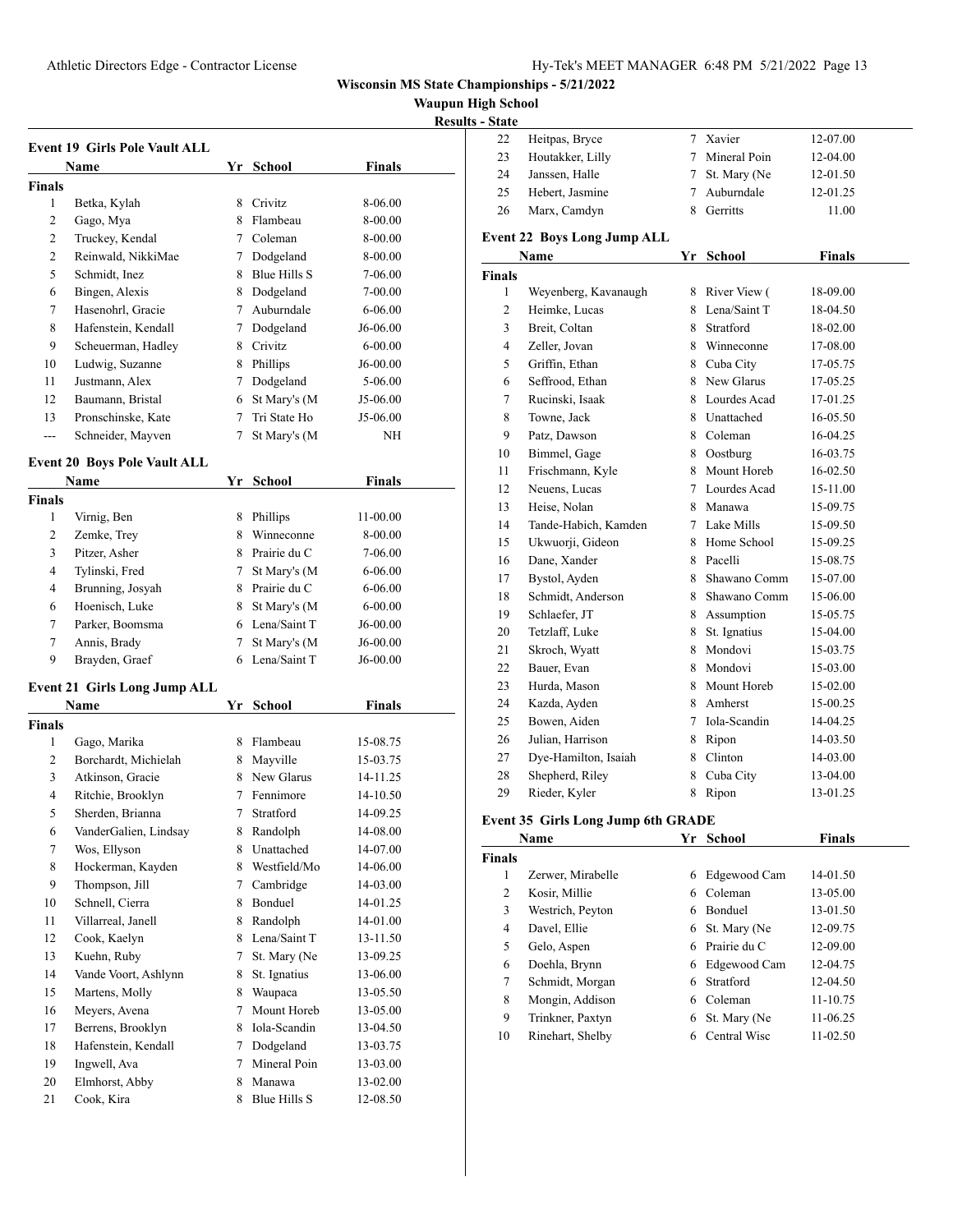**Wisconsin MS State Championships - 5/21/2022**

**Waupun High School**

**Results - State**

### Event 19 Girls Pole Vault ALL

| | Name | Yr | School | Finals |
|---|---|---|---|---|
| **Finals** | | | | |
| 1 | Betka, Kylah | 8 | Crivitz | 8-06.00 |
| 2 | Gago, Mya | 8 | Flambeau | 8-00.00 |
| 2 | Truckey, Kendal | 7 | Coleman | 8-00.00 |
| 2 | Reinwald, NikkiMae | 7 | Dodgeland | 8-00.00 |
| 5 | Schmidt, Inez | 8 | Blue Hills S | 7-06.00 |
| 6 | Bingen, Alexis | 8 | Dodgeland | 7-00.00 |
| 7 | Hasenohrl, Gracie | 7 | Auburndale | 6-06.00 |
| 8 | Hafenstein, Kendall | 7 | Dodgeland | J6-06.00 |
| 9 | Scheuerman, Hadley | 8 | Crivitz | 6-00.00 |
| 10 | Ludwig, Suzanne | 8 | Phillips | J6-00.00 |
| 11 | Justmann, Alex | 7 | Dodgeland | 5-06.00 |
| 12 | Baumann, Bristal | 6 | St Mary's (M | J5-06.00 |
| 13 | Pronschinske, Kate | 7 | Tri State Ho | J5-06.00 |
| --- | Schneider, Mayven | 7 | St Mary's (M | NH |

### Event 20 Boys Pole Vault ALL

| | Name | Yr | School | Finals |
|---|---|---|---|---|
| **Finals** | | | | |
| 1 | Virnig, Ben | 8 | Phillips | 11-00.00 |
| 2 | Zemke, Trey | 8 | Winneconne | 8-00.00 |
| 3 | Pitzer, Asher | 8 | Prairie du C | 7-06.00 |
| 4 | Tylinski, Fred | 7 | St Mary's (M | 6-06.00 |
| 4 | Brunning, Josyah | 8 | Prairie du C | 6-06.00 |
| 6 | Hoenisch, Luke | 8 | St Mary's (M | 6-00.00 |
| 7 | Parker, Boomsma | 6 | Lena/Saint T | J6-00.00 |
| 7 | Annis, Brady | 7 | St Mary's (M | J6-00.00 |
| 9 | Brayden, Graef | 6 | Lena/Saint T | J6-00.00 |

### Event 21 Girls Long Jump ALL

| | Name | Yr | School | Finals |
|---|---|---|---|---|
| **Finals** | | | | |
| 1 | Gago, Marika | 8 | Flambeau | 15-08.75 |
| 2 | Borchardt, Michielah | 8 | Mayville | 15-03.75 |
| 3 | Atkinson, Gracie | 8 | New Glarus | 14-11.25 |
| 4 | Ritchie, Brooklyn | 7 | Fennimore | 14-10.50 |
| 5 | Sherden, Brianna | 7 | Stratford | 14-09.25 |
| 6 | VanderGalien, Lindsay | 8 | Randolph | 14-08.00 |
| 7 | Wos, Ellyson | 8 | Unattached | 14-07.00 |
| 8 | Hockerman, Kayden | 8 | Westfield/Mo | 14-06.00 |
| 9 | Thompson, Jill | 7 | Cambridge | 14-03.00 |
| 10 | Schnell, Cierra | 8 | Bonduel | 14-01.25 |
| 11 | Villarreal, Janell | 8 | Randolph | 14-01.00 |
| 12 | Cook, Kaelyn | 8 | Lena/Saint T | 13-11.50 |
| 13 | Kuehn, Ruby | 7 | St. Mary (Ne | 13-09.25 |
| 14 | Vande Voort, Ashlynn | 8 | St. Ignatius | 13-06.00 |
| 15 | Martens, Molly | 8 | Waupaca | 13-05.50 |
| 16 | Meyers, Avena | 7 | Mount Horeb | 13-05.00 |
| 17 | Berrens, Brooklyn | 8 | Iola-Scandin | 13-04.50 |
| 18 | Hafenstein, Kendall | 7 | Dodgeland | 13-03.75 |
| 19 | Ingwell, Ava | 7 | Mineral Poin | 13-03.00 |
| 20 | Elmhorst, Abby | 8 | Manawa | 13-02.00 |
| 21 | Cook, Kira | 8 | Blue Hills S | 12-08.50 |
| 22 | Heitpas, Bryce | 7 | Xavier | 12-07.00 |
| 23 | Houtakker, Lilly | 7 | Mineral Poin | 12-04.00 |
| 24 | Janssen, Halle | 7 | St. Mary (Ne | 12-01.50 |
| 25 | Hebert, Jasmine | 7 | Auburndale | 12-01.25 |
| 26 | Marx, Camdyn | 8 | Gerritts | 11.00 |

### Event 22 Boys Long Jump ALL

| | Name | Yr | School | Finals |
|---|---|---|---|---|
| **Finals** | | | | |
| 1 | Weyenberg, Kavanaugh | 8 | River View ( | 18-09.00 |
| 2 | Heimke, Lucas | 8 | Lena/Saint T | 18-04.50 |
| 3 | Breit, Coltan | 8 | Stratford | 18-02.00 |
| 4 | Zeller, Jovan | 8 | Winneconne | 17-08.00 |
| 5 | Griffin, Ethan | 8 | Cuba City | 17-05.75 |
| 6 | Seffrood, Ethan | 8 | New Glarus | 17-05.25 |
| 7 | Rucinski, Isaak | 8 | Lourdes Acad | 17-01.25 |
| 8 | Towne, Jack | 8 | Unattached | 16-05.50 |
| 9 | Patz, Dawson | 8 | Coleman | 16-04.25 |
| 10 | Bimmel, Gage | 8 | Oostburg | 16-03.75 |
| 11 | Frischmann, Kyle | 8 | Mount Horeb | 16-02.50 |
| 12 | Neuens, Lucas | 7 | Lourdes Acad | 15-11.00 |
| 13 | Heise, Nolan | 8 | Manawa | 15-09.75 |
| 14 | Tande-Habich, Kamden | 7 | Lake Mills | 15-09.50 |
| 15 | Ukwuorji, Gideon | 8 | Home School | 15-09.25 |
| 16 | Dane, Xander | 8 | Pacelli | 15-08.75 |
| 17 | Bystol, Ayden | 8 | Shawano Comm | 15-07.00 |
| 18 | Schmidt, Anderson | 8 | Shawano Comm | 15-06.00 |
| 19 | Schlaefer, JT | 8 | Assumption | 15-05.75 |
| 20 | Tetzlaff, Luke | 8 | St. Ignatius | 15-04.00 |
| 21 | Skroch, Wyatt | 8 | Mondovi | 15-03.75 |
| 22 | Bauer, Evan | 8 | Mondovi | 15-03.00 |
| 23 | Hurda, Mason | 8 | Mount Horeb | 15-02.00 |
| 24 | Kazda, Ayden | 8 | Amherst | 15-00.25 |
| 25 | Bowen, Aiden | 7 | Iola-Scandin | 14-04.25 |
| 26 | Julian, Harrison | 8 | Ripon | 14-03.50 |
| 27 | Dye-Hamilton, Isaiah | 8 | Clinton | 14-03.00 |
| 28 | Shepherd, Riley | 8 | Cuba City | 13-04.00 |
| 29 | Rieder, Kyler | 8 | Ripon | 13-01.25 |

### Event 35 Girls Long Jump 6th GRADE

| | Name | Yr | School | Finals |
|---|---|---|---|---|
| **Finals** | | | | |
| 1 | Zerwer, Mirabelle | 6 | Edgewood Cam | 14-01.50 |
| 2 | Kosir, Millie | 6 | Coleman | 13-05.00 |
| 3 | Westrich, Peyton | 6 | Bonduel | 13-01.50 |
| 4 | Davel, Ellie | 6 | St. Mary (Ne | 12-09.75 |
| 5 | Gelo, Aspen | 6 | Prairie du C | 12-09.00 |
| 6 | Doehla, Brynn | 6 | Edgewood Cam | 12-04.75 |
| 7 | Schmidt, Morgan | 6 | Stratford | 12-04.50 |
| 8 | Mongin, Addison | 6 | Coleman | 11-10.75 |
| 9 | Trinkner, Paxtyn | 6 | St. Mary (Ne | 11-06.25 |
| 10 | Rinehart, Shelby | 6 | Central Wisc | 11-02.50 |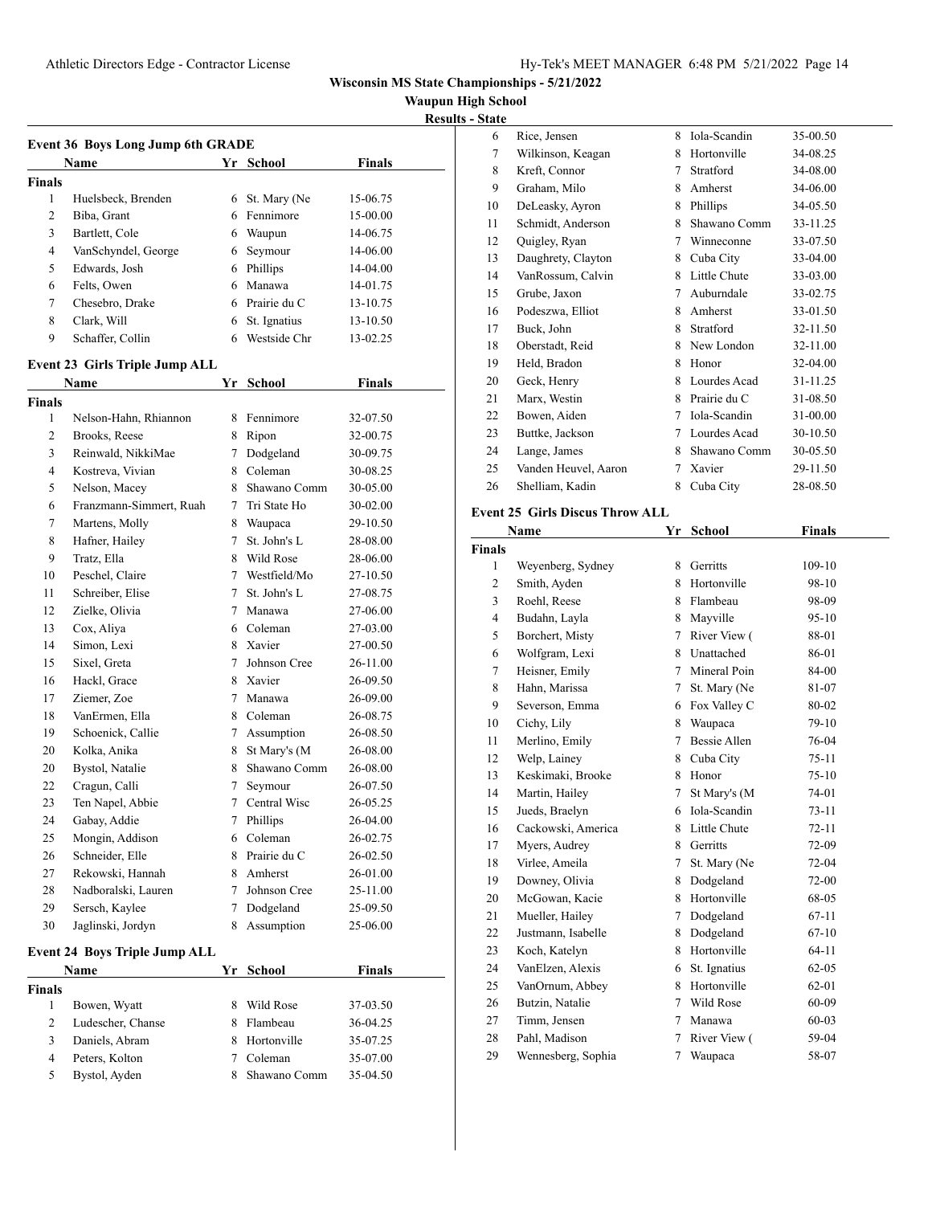Wisconsin MS State Championships - 5/21/2022

Waupun High School

Results - State

### Event 36 Boys Long Jump 6th GRADE

| | Name | Yr | School | Finals |
|---|---|---|---|---|
| **Finals** | | | | |
| 1 | Huelsbeck, Brenden | 6 | St. Mary (Ne | 15-06.75 |
| 2 | Biba, Grant | 6 | Fennimore | 15-00.00 |
| 3 | Bartlett, Cole | 6 | Waupun | 14-06.75 |
| 4 | VanSchyndel, George | 6 | Seymour | 14-06.00 |
| 5 | Edwards, Josh | 6 | Phillips | 14-04.00 |
| 6 | Felts, Owen | 6 | Manawa | 14-01.75 |
| 7 | Chesebro, Drake | 6 | Prairie du C | 13-10.75 |
| 8 | Clark, Will | 6 | St. Ignatius | 13-10.50 |
| 9 | Schaffer, Collin | 6 | Westside Chr | 13-02.25 |

### Event 23 Girls Triple Jump ALL

| | Name | Yr | School | Finals |
|---|---|---|---|---|
| **Finals** | | | | |
| 1 | Nelson-Hahn, Rhiannon | 8 | Fennimore | 32-07.50 |
| 2 | Brooks, Reese | 8 | Ripon | 32-00.75 |
| 3 | Reinwald, NikkiMae | 7 | Dodgeland | 30-09.75 |
| 4 | Kostreva, Vivian | 8 | Coleman | 30-08.25 |
| 5 | Nelson, Macey | 8 | Shawano Comm | 30-05.00 |
| 6 | Franzmann-Simmert, Ruah | 7 | Tri State Ho | 30-02.00 |
| 7 | Martens, Molly | 8 | Waupaca | 29-10.50 |
| 8 | Hafner, Hailey | 7 | St. John's L | 28-08.00 |
| 9 | Tratz, Ella | 8 | Wild Rose | 28-06.00 |
| 10 | Peschel, Claire | 7 | Westfield/Mo | 27-10.50 |
| 11 | Schreiber, Elise | 7 | St. John's L | 27-08.75 |
| 12 | Zielke, Olivia | 7 | Manawa | 27-06.00 |
| 13 | Cox, Aliya | 6 | Coleman | 27-03.00 |
| 14 | Simon, Lexi | 8 | Xavier | 27-00.50 |
| 15 | Sixel, Greta | 7 | Johnson Cree | 26-11.00 |
| 16 | Hackl, Grace | 8 | Xavier | 26-09.50 |
| 17 | Ziemer, Zoe | 7 | Manawa | 26-09.00 |
| 18 | VanErmen, Ella | 8 | Coleman | 26-08.75 |
| 19 | Schoenick, Callie | 7 | Assumption | 26-08.50 |
| 20 | Kolka, Anika | 8 | St Mary's (M | 26-08.00 |
| 20 | Bystol, Natalie | 8 | Shawano Comm | 26-08.00 |
| 22 | Cragun, Calli | 7 | Seymour | 26-07.50 |
| 23 | Ten Napel, Abbie | 7 | Central Wisc | 26-05.25 |
| 24 | Gabay, Addie | 7 | Phillips | 26-04.00 |
| 25 | Mongin, Addison | 6 | Coleman | 26-02.75 |
| 26 | Schneider, Elle | 8 | Prairie du C | 26-02.50 |
| 27 | Rekowski, Hannah | 8 | Amherst | 26-01.00 |
| 28 | Nadboralski, Lauren | 7 | Johnson Cree | 25-11.00 |
| 29 | Sersch, Kaylee | 7 | Dodgeland | 25-09.50 |
| 30 | Jaglinski, Jordyn | 8 | Assumption | 25-06.00 |

### Event 24 Boys Triple Jump ALL

| | Name | Yr | School | Finals |
|---|---|---|---|---|
| **Finals** | | | | |
| 1 | Bowen, Wyatt | 8 | Wild Rose | 37-03.50 |
| 2 | Ludescher, Chanse | 8 | Flambeau | 36-04.25 |
| 3 | Daniels, Abram | 8 | Hortonville | 35-07.25 |
| 4 | Peters, Kolton | 7 | Coleman | 35-07.00 |
| 5 | Bystol, Ayden | 8 | Shawano Comm | 35-04.50 |
| 6 | Rice, Jensen | 8 | Iola-Scandin | 35-00.50 |
| 7 | Wilkinson, Keagan | 8 | Hortonville | 34-08.25 |
| 8 | Kreft, Connor | 7 | Stratford | 34-08.00 |
| 9 | Graham, Milo | 8 | Amherst | 34-06.00 |
| 10 | DeLeasky, Ayron | 8 | Phillips | 34-05.50 |
| 11 | Schmidt, Anderson | 8 | Shawano Comm | 33-11.25 |
| 12 | Quigley, Ryan | 7 | Winneconne | 33-07.50 |
| 13 | Daughrety, Clayton | 8 | Cuba City | 33-04.00 |
| 14 | VanRossum, Calvin | 8 | Little Chute | 33-03.00 |
| 15 | Grube, Jaxon | 7 | Auburndale | 33-02.75 |
| 16 | Podeszwa, Elliot | 8 | Amherst | 33-01.50 |
| 17 | Buck, John | 8 | Stratford | 32-11.50 |
| 18 | Oberstadt, Reid | 8 | New London | 32-11.00 |
| 19 | Held, Bradon | 8 | Honor | 32-04.00 |
| 20 | Geck, Henry | 8 | Lourdes Acad | 31-11.25 |
| 21 | Marx, Westin | 8 | Prairie du C | 31-08.50 |
| 22 | Bowen, Aiden | 7 | Iola-Scandin | 31-00.00 |
| 23 | Buttke, Jackson | 7 | Lourdes Acad | 30-10.50 |
| 24 | Lange, James | 8 | Shawano Comm | 30-05.50 |
| 25 | Vanden Heuvel, Aaron | 7 | Xavier | 29-11.50 |
| 26 | Shelliam, Kadin | 8 | Cuba City | 28-08.50 |

### Event 25 Girls Discus Throw ALL

| | Name | Yr | School | Finals |
|---|---|---|---|---|
| **Finals** | | | | |
| 1 | Weyenberg, Sydney | 8 | Gerritts | 109-10 |
| 2 | Smith, Ayden | 8 | Hortonville | 98-10 |
| 3 | Roehl, Reese | 8 | Flambeau | 98-09 |
| 4 | Budahn, Layla | 8 | Mayville | 95-10 |
| 5 | Borchert, Misty | 7 | River View ( | 88-01 |
| 6 | Wolfgram, Lexi | 8 | Unattached | 86-01 |
| 7 | Heisner, Emily | 7 | Mineral Poin | 84-00 |
| 8 | Hahn, Marissa | 7 | St. Mary (Ne | 81-07 |
| 9 | Severson, Emma | 6 | Fox Valley C | 80-02 |
| 10 | Cichy, Lily | 8 | Waupaca | 79-10 |
| 11 | Merlino, Emily | 7 | Bessie Allen | 76-04 |
| 12 | Welp, Lainey | 8 | Cuba City | 75-11 |
| 13 | Keskimaki, Brooke | 8 | Honor | 75-10 |
| 14 | Martin, Hailey | 7 | St Mary's (M | 74-01 |
| 15 | Jueds, Braelyn | 6 | Iola-Scandin | 73-11 |
| 16 | Cackowski, America | 8 | Little Chute | 72-11 |
| 17 | Myers, Audrey | 8 | Gerritts | 72-09 |
| 18 | Virlee, Ameila | 7 | St. Mary (Ne | 72-04 |
| 19 | Downey, Olivia | 8 | Dodgeland | 72-00 |
| 20 | McGowan, Kacie | 8 | Hortonville | 68-05 |
| 21 | Mueller, Hailey | 7 | Dodgeland | 67-11 |
| 22 | Justmann, Isabelle | 8 | Dodgeland | 67-10 |
| 23 | Koch, Katelyn | 8 | Hortonville | 64-11 |
| 24 | VanElzen, Alexis | 6 | St. Ignatius | 62-05 |
| 25 | VanOrnum, Abbey | 8 | Hortonville | 62-01 |
| 26 | Butzin, Natalie | 7 | Wild Rose | 60-09 |
| 27 | Timm, Jensen | 7 | Manawa | 60-03 |
| 28 | Pahl, Madison | 7 | River View ( | 59-04 |
| 29 | Wennesberg, Sophia | 7 | Waupaca | 58-07 |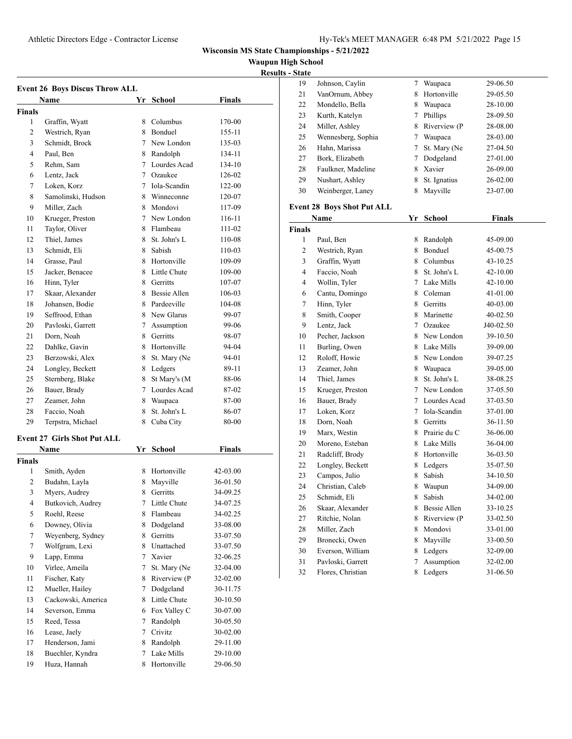Wisconsin MS State Championships - 5/21/2022

Waupun High School

Results - State

### Event 26 Boys Discus Throw ALL

| | Name | Yr | School | Finals |
|---|---|---|---|---|
| **Finals** | | | | |
| 1 | Graffin, Wyatt | 8 | Columbus | 170-00 |
| 2 | Westrich, Ryan | 8 | Bonduel | 155-11 |
| 3 | Schmidt, Brock | 7 | New London | 135-03 |
| 4 | Paul, Ben | 8 | Randolph | 134-11 |
| 5 | Rehm, Sam | 7 | Lourdes Acad | 134-10 |
| 6 | Lentz, Jack | 7 | Ozaukee | 126-02 |
| 7 | Loken, Korz | 7 | Iola-Scandin | 122-00 |
| 8 | Samolinski, Hudson | 8 | Winneconne | 120-07 |
| 9 | Miller, Zach | 8 | Mondovi | 117-09 |
| 10 | Krueger, Preston | 7 | New London | 116-11 |
| 11 | Taylor, Oliver | 8 | Flambeau | 111-02 |
| 12 | Thiel, James | 8 | St. John's L | 110-08 |
| 13 | Schmidt, Eli | 8 | Sabish | 110-03 |
| 14 | Grasse, Paul | 8 | Hortonville | 109-09 |
| 15 | Jacker, Benacee | 8 | Little Chute | 109-00 |
| 16 | Hinn, Tyler | 8 | Gerritts | 107-07 |
| 17 | Skaar, Alexander | 8 | Bessie Allen | 106-03 |
| 18 | Johansen, Bodie | 8 | Pardeeville | 104-08 |
| 19 | Seffrood, Ethan | 8 | New Glarus | 99-07 |
| 20 | Pavloski, Garrett | 7 | Assumption | 99-06 |
| 21 | Dorn, Noah | 8 | Gerritts | 98-07 |
| 22 | Dahlke, Gavin | 8 | Hortonville | 94-04 |
| 23 | Berzowski, Alex | 8 | St. Mary (Ne | 94-01 |
| 24 | Longley, Beckett | 8 | Ledgers | 89-11 |
| 25 | Sternberg, Blake | 8 | St Mary's (M | 88-06 |
| 26 | Bauer, Brady | 7 | Lourdes Acad | 87-02 |
| 27 | Zeamer, John | 8 | Waupaca | 87-00 |
| 28 | Faccio, Noah | 8 | St. John's L | 86-07 |
| 29 | Terpstra, Michael | 8 | Cuba City | 80-00 |

### Event 27 Girls Shot Put ALL

| | Name | Yr | School | Finals |
|---|---|---|---|---|
| **Finals** | | | | |
| 1 | Smith, Ayden | 8 | Hortonville | 42-03.00 |
| 2 | Budahn, Layla | 8 | Mayville | 36-01.50 |
| 3 | Myers, Audrey | 8 | Gerritts | 34-09.25 |
| 4 | Butkovich, Audrey | 7 | Little Chute | 34-07.25 |
| 5 | Roehl, Reese | 8 | Flambeau | 34-02.25 |
| 6 | Downey, Olivia | 8 | Dodgeland | 33-08.00 |
| 7 | Weyenberg, Sydney | 8 | Gerritts | 33-07.50 |
| 7 | Wolfgram, Lexi | 8 | Unattached | 33-07.50 |
| 9 | Lapp, Emma | 7 | Xavier | 32-06.25 |
| 10 | Virlee, Ameila | 7 | St. Mary (Ne | 32-04.00 |
| 11 | Fischer, Katy | 8 | Riverview (P | 32-02.00 |
| 12 | Mueller, Hailey | 7 | Dodgeland | 30-11.75 |
| 13 | Cackowski, America | 8 | Little Chute | 30-10.50 |
| 14 | Severson, Emma | 6 | Fox Valley C | 30-07.00 |
| 15 | Reed, Tessa | 7 | Randolph | 30-05.50 |
| 16 | Lease, Jaely | 7 | Crivitz | 30-02.00 |
| 17 | Henderson, Jami | 8 | Randolph | 29-11.00 |
| 18 | Buechler, Kyndra | 7 | Lake Mills | 29-10.00 |
| 19 | Huza, Hannah | 8 | Hortonville | 29-06.50 |
| 19 | Johnson, Caylin | 7 | Waupaca | 29-06.50 |
| 21 | VanOrnum, Abbey | 8 | Hortonville | 29-05.50 |
| 22 | Mondello, Bella | 8 | Waupaca | 28-10.00 |
| 23 | Kurth, Katelyn | 7 | Phillips | 28-09.50 |
| 24 | Miller, Ashley | 8 | Riverview (P | 28-08.00 |
| 25 | Wennesberg, Sophia | 7 | Waupaca | 28-03.00 |
| 26 | Hahn, Marissa | 7 | St. Mary (Ne | 27-04.50 |
| 27 | Bork, Elizabeth | 7 | Dodgeland | 27-01.00 |
| 28 | Faulkner, Madeline | 8 | Xavier | 26-09.00 |
| 29 | Nushart, Ashley | 8 | St. Ignatius | 26-02.00 |
| 30 | Weinberger, Laney | 8 | Mayville | 23-07.00 |

### Event 28 Boys Shot Put ALL

| | Name | Yr | School | Finals |
|---|---|---|---|---|
| **Finals** | | | | |
| 1 | Paul, Ben | 8 | Randolph | 45-09.00 |
| 2 | Westrich, Ryan | 8 | Bonduel | 45-00.75 |
| 3 | Graffin, Wyatt | 8 | Columbus | 43-10.25 |
| 4 | Faccio, Noah | 8 | St. John's L | 42-10.00 |
| 4 | Wollin, Tyler | 7 | Lake Mills | 42-10.00 |
| 6 | Cantu, Domingo | 8 | Coleman | 41-01.00 |
| 7 | Hinn, Tyler | 8 | Gerritts | 40-03.00 |
| 8 | Smith, Cooper | 8 | Marinette | 40-02.50 |
| 9 | Lentz, Jack | 7 | Ozaukee | J40-02.50 |
| 10 | Pecher, Jackson | 8 | New London | 39-10.50 |
| 11 | Burling, Owen | 8 | Lake Mills | 39-09.00 |
| 12 | Roloff, Howie | 8 | New London | 39-07.25 |
| 13 | Zeamer, John | 8 | Waupaca | 39-05.00 |
| 14 | Thiel, James | 8 | St. John's L | 38-08.25 |
| 15 | Krueger, Preston | 7 | New London | 37-05.50 |
| 16 | Bauer, Brady | 7 | Lourdes Acad | 37-03.50 |
| 17 | Loken, Korz | 7 | Iola-Scandin | 37-01.00 |
| 18 | Dorn, Noah | 8 | Gerritts | 36-11.50 |
| 19 | Marx, Westin | 8 | Prairie du C | 36-06.00 |
| 20 | Moreno, Esteban | 8 | Lake Mills | 36-04.00 |
| 21 | Radcliff, Brody | 8 | Hortonville | 36-03.50 |
| 22 | Longley, Beckett | 8 | Ledgers | 35-07.50 |
| 23 | Campos, Julio | 8 | Sabish | 34-10.50 |
| 24 | Christian, Caleb | 8 | Waupun | 34-09.00 |
| 25 | Schmidt, Eli | 8 | Sabish | 34-02.00 |
| 26 | Skaar, Alexander | 8 | Bessie Allen | 33-10.25 |
| 27 | Ritchie, Nolan | 8 | Riverview (P | 33-02.50 |
| 28 | Miller, Zach | 8 | Mondovi | 33-01.00 |
| 29 | Bronecki, Owen | 8 | Mayville | 33-00.50 |
| 30 | Everson, William | 8 | Ledgers | 32-09.00 |
| 31 | Pavloski, Garrett | 7 | Assumption | 32-02.00 |
| 32 | Flores, Christian | 8 | Ledgers | 31-06.50 |